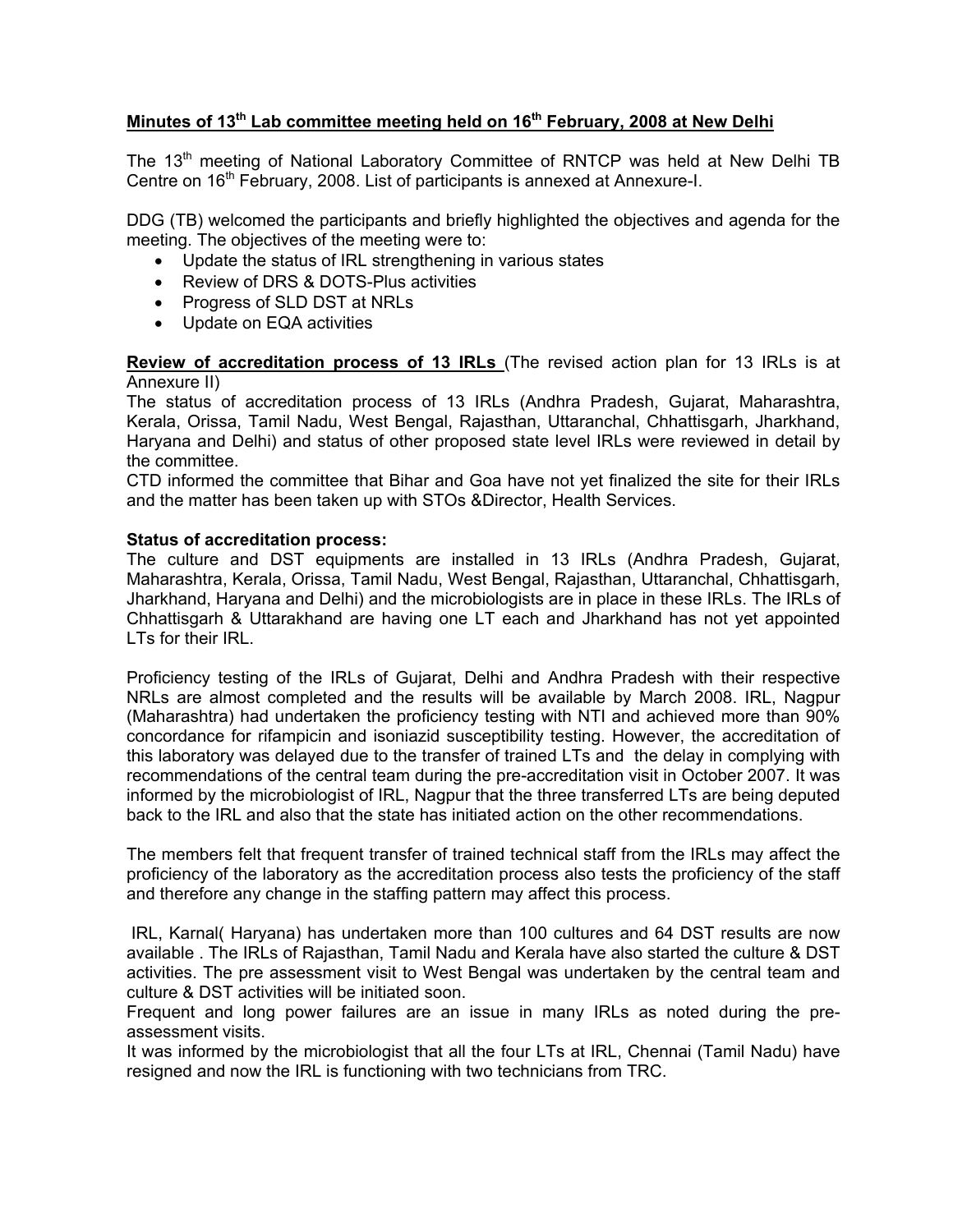## Minutes of 13th Lab committee meeting held on 16th February, 2008 at New Delhi

The 13th meeting of National Laboratory Committee of RNTCP was held at New Delhi TB Centre on 16th February, 2008. List of participants is annexed at Annexure-I.

DDG (TB) welcomed the participants and briefly highlighted the objectives and agenda for the meeting. The objectives of the meeting were to:

- Update the status of IRL strengthening in various states
- Review of DRS & DOTS-Plus activities
- Progress of SLD DST at NRLs
- Update on EQA activities

**Review of accreditation process of 13 IRLs** (The revised action plan for 13 IRLs is at Annexure II)

The status of accreditation process of 13 IRLs (Andhra Pradesh, Gujarat, Maharashtra, Kerala, Orissa, Tamil Nadu, West Bengal, Rajasthan, Uttaranchal, Chhattisgarh, Jharkhand, Haryana and Delhi) and status of other proposed state level IRLs were reviewed in detail by the committee.

CTD informed the committee that Bihar and Goa have not yet finalized the site for their IRLs and the matter has been taken up with STOs &Director, Health Services.

**Status of accreditation process:**

The culture and DST equipments are installed in 13 IRLs (Andhra Pradesh, Gujarat, Maharashtra, Kerala, Orissa, Tamil Nadu, West Bengal, Rajasthan, Uttaranchal, Chhattisgarh, Jharkhand, Haryana and Delhi) and the microbiologists are in place in these IRLs. The IRLs of Chhattisgarh & Uttarakhand are having one LT each and Jharkhand has not yet appointed LTs for their IRL.

Proficiency testing of the IRLs of Gujarat, Delhi and Andhra Pradesh with their respective NRLs are almost completed and the results will be available by March 2008. IRL, Nagpur (Maharashtra) had undertaken the proficiency testing with NTI and achieved more than 90% concordance for rifampicin and isoniazid susceptibility testing. However, the accreditation of this laboratory was delayed due to the transfer of trained LTs and the delay in complying with recommendations of the central team during the pre-accreditation visit in October 2007. It was informed by the microbiologist of IRL, Nagpur that the three transferred LTs are being deputed back to the IRL and also that the state has initiated action on the other recommendations.

The members felt that frequent transfer of trained technical staff from the IRLs may affect the proficiency of the laboratory as the accreditation process also tests the proficiency of the staff and therefore any change in the staffing pattern may affect this process.

IRL, Karnal( Haryana) has undertaken more than 100 cultures and 64 DST results are now available . The IRLs of Rajasthan, Tamil Nadu and Kerala have also started the culture & DST activities. The pre assessment visit to West Bengal was undertaken by the central team and culture & DST activities will be initiated soon.

Frequent and long power failures are an issue in many IRLs as noted during the pre-assessment visits.

It was informed by the microbiologist that all the four LTs at IRL, Chennai (Tamil Nadu) have resigned and now the IRL is functioning with two technicians from TRC.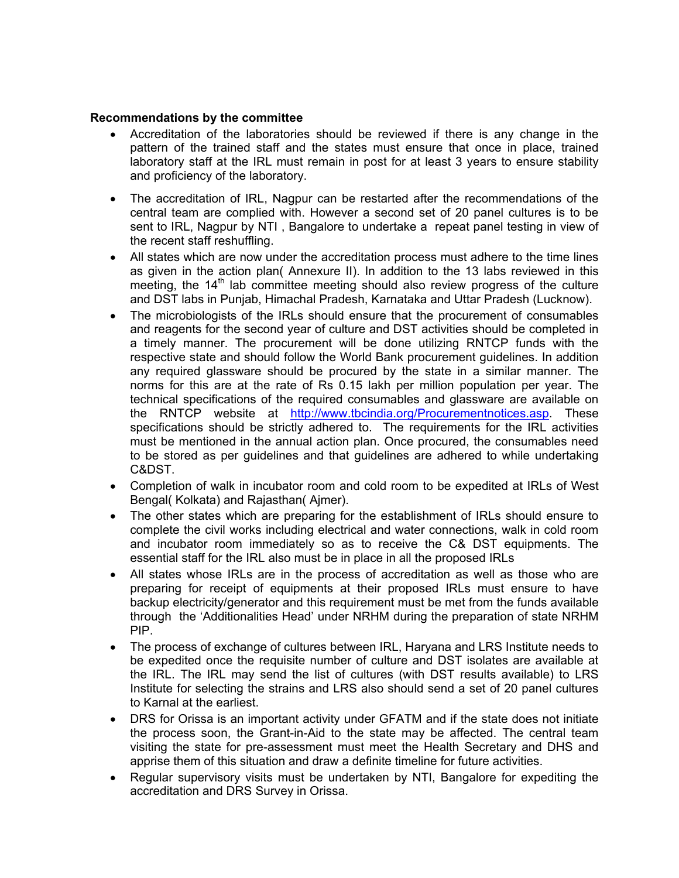**Recommendations by the committee**

- Accreditation of the laboratories should be reviewed if there is any change in the pattern of the trained staff and the states must ensure that once in place, trained laboratory staff at the IRL must remain in post for at least 3 years to ensure stability and proficiency of the laboratory.
- The accreditation of IRL, Nagpur can be restarted after the recommendations of the central team are complied with. However a second set of 20 panel cultures is to be sent to IRL, Nagpur by NTI , Bangalore to undertake a repeat panel testing in view of the recent staff reshuffling.
- All states which are now under the accreditation process must adhere to the time lines as given in the action plan( Annexure II). In addition to the 13 labs reviewed in this meeting, the 14th lab committee meeting should also review progress of the culture and DST labs in Punjab, Himachal Pradesh, Karnataka and Uttar Pradesh (Lucknow).
- The microbiologists of the IRLs should ensure that the procurement of consumables and reagents for the second year of culture and DST activities should be completed in a timely manner. The procurement will be done utilizing RNTCP funds with the respective state and should follow the World Bank procurement guidelines. In addition any required glassware should be procured by the state in a similar manner. The norms for this are at the rate of Rs 0.15 lakh per million population per year. The technical specifications of the required consumables and glassware are available on the RNTCP website at http://www.tbcindia.org/Procurementnotices.asp. These specifications should be strictly adhered to. The requirements for the IRL activities must be mentioned in the annual action plan. Once procured, the consumables need to be stored as per guidelines and that guidelines are adhered to while undertaking C&DST.
- Completion of walk in incubator room and cold room to be expedited at IRLs of West Bengal( Kolkata) and Rajasthan( Ajmer).
- The other states which are preparing for the establishment of IRLs should ensure to complete the civil works including electrical and water connections, walk in cold room and incubator room immediately so as to receive the C& DST equipments. The essential staff for the IRL also must be in place in all the proposed IRLs
- All states whose IRLs are in the process of accreditation as well as those who are preparing for receipt of equipments at their proposed IRLs must ensure to have backup electricity/generator and this requirement must be met from the funds available through the 'Additionalities Head' under NRHM during the preparation of state NRHM PIP.
- The process of exchange of cultures between IRL, Haryana and LRS Institute needs to be expedited once the requisite number of culture and DST isolates are available at the IRL. The IRL may send the list of cultures (with DST results available) to LRS Institute for selecting the strains and LRS also should send a set of 20 panel cultures to Karnal at the earliest.
- DRS for Orissa is an important activity under GFATM and if the state does not initiate the process soon, the Grant-in-Aid to the state may be affected. The central team visiting the state for pre-assessment must meet the Health Secretary and DHS and apprise them of this situation and draw a definite timeline for future activities.
- Regular supervisory visits must be undertaken by NTI, Bangalore for expediting the accreditation and DRS Survey in Orissa.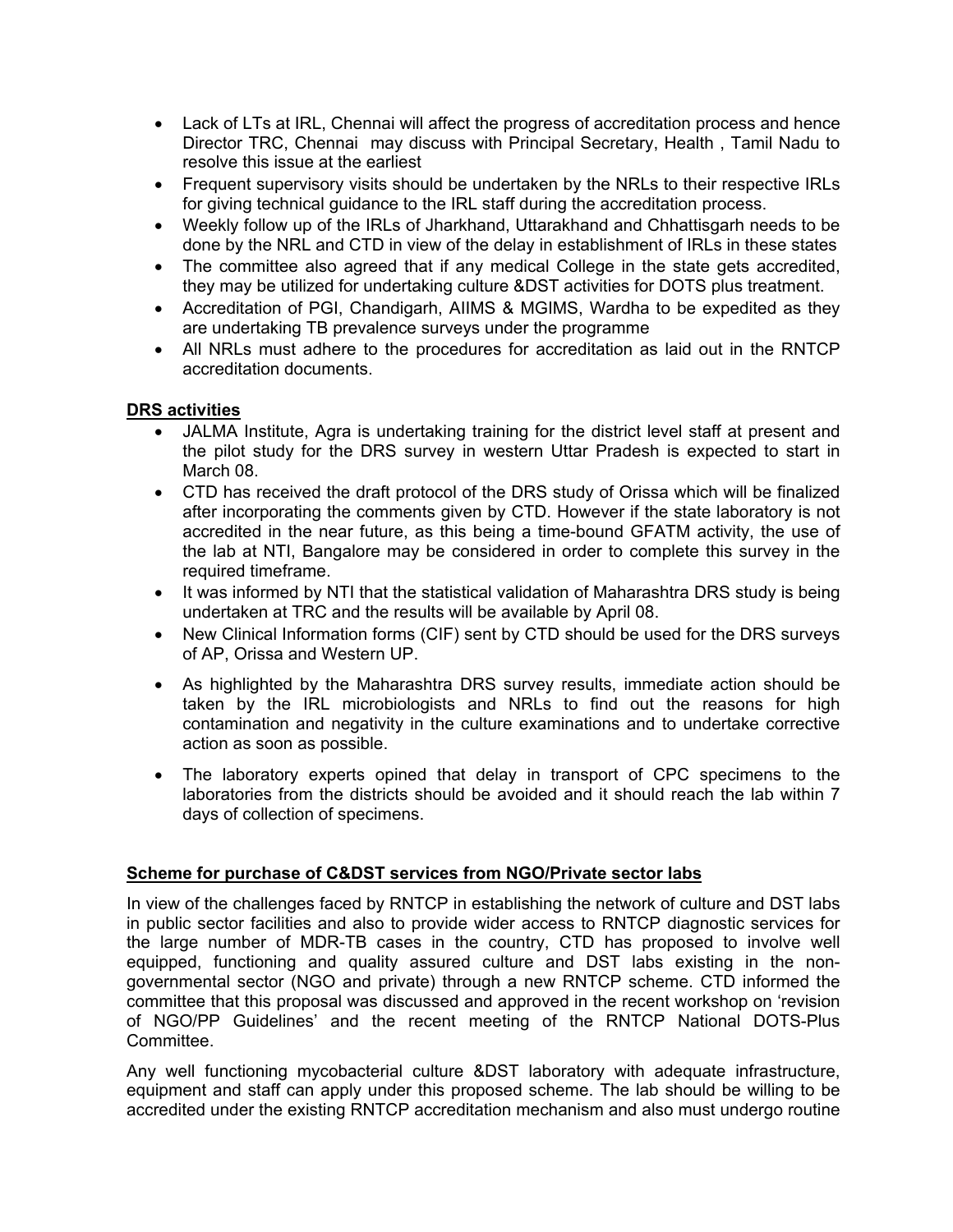- Lack of LTs at IRL, Chennai will affect the progress of accreditation process and hence Director TRC, Chennai may discuss with Principal Secretary, Health , Tamil Nadu to resolve this issue at the earliest
- Frequent supervisory visits should be undertaken by the NRLs to their respective IRLs for giving technical guidance to the IRL staff during the accreditation process.
- Weekly follow up of the IRLs of Jharkhand, Uttarakhand and Chhattisgarh needs to be done by the NRL and CTD in view of the delay in establishment of IRLs in these states
- The committee also agreed that if any medical College in the state gets accredited, they may be utilized for undertaking culture &DST activities for DOTS plus treatment.
- Accreditation of PGI, Chandigarh, AIIMS & MGIMS, Wardha to be expedited as they are undertaking TB prevalence surveys under the programme
- All NRLs must adhere to the procedures for accreditation as laid out in the RNTCP accreditation documents.

**DRS activities**

- JALMA Institute, Agra is undertaking training for the district level staff at present and the pilot study for the DRS survey in western Uttar Pradesh is expected to start in March 08.
- CTD has received the draft protocol of the DRS study of Orissa which will be finalized after incorporating the comments given by CTD. However if the state laboratory is not accredited in the near future, as this being a time-bound GFATM activity, the use of the lab at NTI, Bangalore may be considered in order to complete this survey in the required timeframe.
- It was informed by NTI that the statistical validation of Maharashtra DRS study is being undertaken at TRC and the results will be available by April 08.
- New Clinical Information forms (CIF) sent by CTD should be used for the DRS surveys of AP, Orissa and Western UP.
- As highlighted by the Maharashtra DRS survey results, immediate action should be taken by the IRL microbiologists and NRLs to find out the reasons for high contamination and negativity in the culture examinations and to undertake corrective action as soon as possible.
- The laboratory experts opined that delay in transport of CPC specimens to the laboratories from the districts should be avoided and it should reach the lab within 7 days of collection of specimens.

**Scheme for purchase of C&DST services from NGO/Private sector labs**

In view of the challenges faced by RNTCP in establishing the network of culture and DST labs in public sector facilities and also to provide wider access to RNTCP diagnostic services for the large number of MDR-TB cases in the country, CTD has proposed to involve well equipped, functioning and quality assured culture and DST labs existing in the non-governmental sector (NGO and private) through a new RNTCP scheme. CTD informed the committee that this proposal was discussed and approved in the recent workshop on 'revision of NGO/PP Guidelines' and the recent meeting of the RNTCP National DOTS-Plus Committee.

Any well functioning mycobacterial culture &DST laboratory with adequate infrastructure, equipment and staff can apply under this proposed scheme. The lab should be willing to be accredited under the existing RNTCP accreditation mechanism and also must undergo routine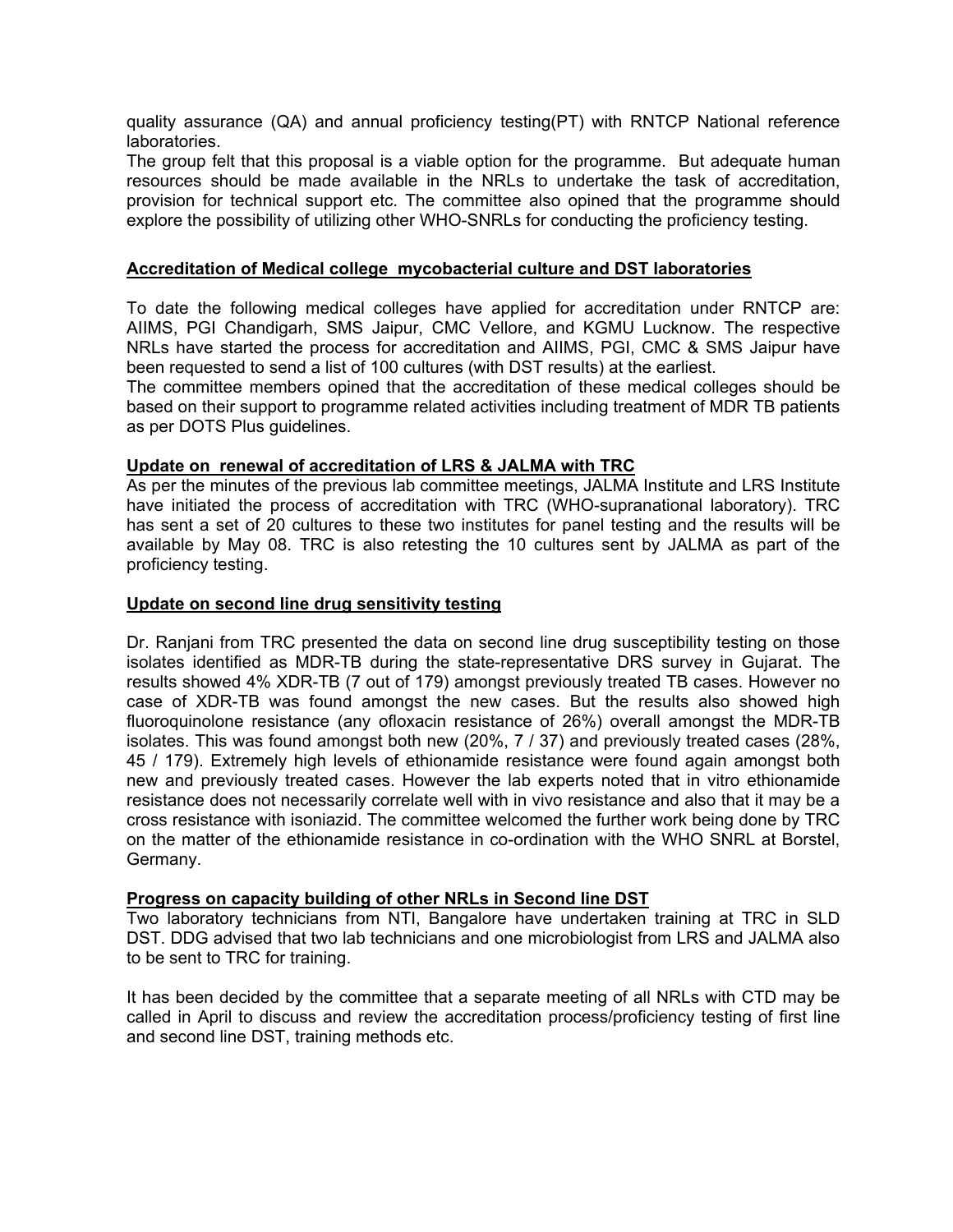quality assurance (QA) and annual proficiency testing(PT) with RNTCP National reference laboratories.

The group felt that this proposal is a viable option for the programme. But adequate human resources should be made available in the NRLs to undertake the task of accreditation, provision for technical support etc. The committee also opined that the programme should explore the possibility of utilizing other WHO-SNRLs for conducting the proficiency testing.

**Accreditation of Medical college mycobacterial culture and DST laboratories**

To date the following medical colleges have applied for accreditation under RNTCP are: AIIMS, PGI Chandigarh, SMS Jaipur, CMC Vellore, and KGMU Lucknow. The respective NRLs have started the process for accreditation and AIIMS, PGI, CMC & SMS Jaipur have been requested to send a list of 100 cultures (with DST results) at the earliest.

The committee members opined that the accreditation of these medical colleges should be based on their support to programme related activities including treatment of MDR TB patients as per DOTS Plus guidelines.

**Update on renewal of accreditation of LRS & JALMA with TRC**

As per the minutes of the previous lab committee meetings, JALMA Institute and LRS Institute have initiated the process of accreditation with TRC (WHO-supranational laboratory). TRC has sent a set of 20 cultures to these two institutes for panel testing and the results will be available by May 08. TRC is also retesting the 10 cultures sent by JALMA as part of the proficiency testing.

**Update on second line drug sensitivity testing**

Dr. Ranjani from TRC presented the data on second line drug susceptibility testing on those isolates identified as MDR-TB during the state-representative DRS survey in Gujarat. The results showed 4% XDR-TB (7 out of 179) amongst previously treated TB cases. However no case of XDR-TB was found amongst the new cases. But the results also showed high fluoroquinolone resistance (any ofloxacin resistance of 26%) overall amongst the MDR-TB isolates. This was found amongst both new (20%, 7 / 37) and previously treated cases (28%, 45 / 179). Extremely high levels of ethionamide resistance were found again amongst both new and previously treated cases. However the lab experts noted that in vitro ethionamide resistance does not necessarily correlate well with in vivo resistance and also that it may be a cross resistance with isoniazid. The committee welcomed the further work being done by TRC on the matter of the ethionamide resistance in co-ordination with the WHO SNRL at Borstel, Germany.

**Progress on capacity building of other NRLs in Second line DST**

Two laboratory technicians from NTI, Bangalore have undertaken training at TRC in SLD DST. DDG advised that two lab technicians and one microbiologist from LRS and JALMA also to be sent to TRC for training.

It has been decided by the committee that a separate meeting of all NRLs with CTD may be called in April to discuss and review the accreditation process/proficiency testing of first line and second line DST, training methods etc.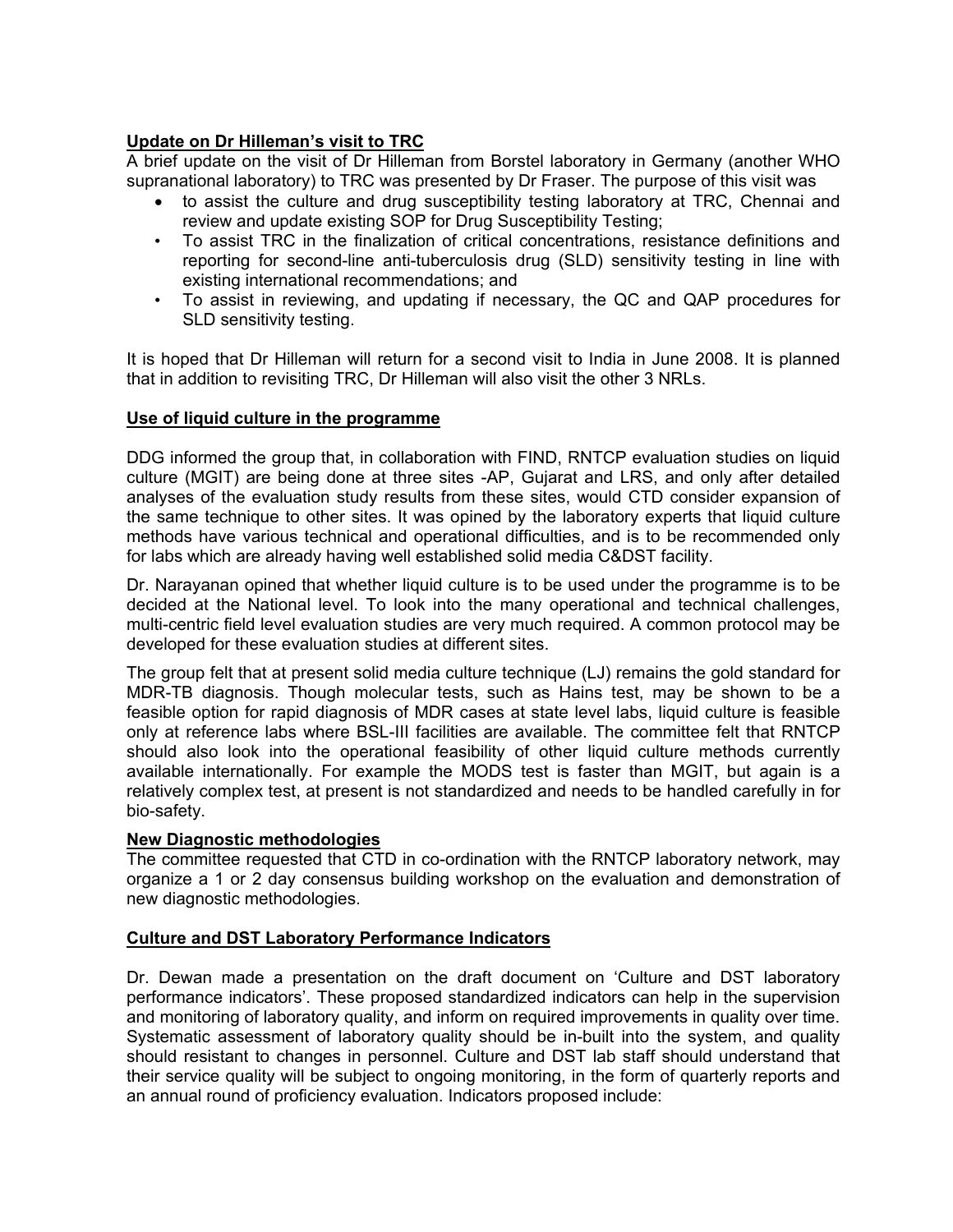**Update on Dr Hilleman's visit to TRC**

A brief update on the visit of Dr Hilleman from Borstel laboratory in Germany (another WHO supranational laboratory) to TRC was presented by Dr Fraser. The purpose of this visit was

- to assist the culture and drug susceptibility testing laboratory at TRC, Chennai and review and update existing SOP for Drug Susceptibility Testing;
- To assist TRC in the finalization of critical concentrations, resistance definitions and reporting for second-line anti-tuberculosis drug (SLD) sensitivity testing in line with existing international recommendations; and
- To assist in reviewing, and updating if necessary, the QC and QAP procedures for SLD sensitivity testing.

It is hoped that Dr Hilleman will return for a second visit to India in June 2008. It is planned that in addition to revisiting TRC, Dr Hilleman will also visit the other 3 NRLs.

**Use of liquid culture in the programme**

DDG informed the group that, in collaboration with FIND, RNTCP evaluation studies on liquid culture (MGIT) are being done at three sites -AP, Gujarat and LRS, and only after detailed analyses of the evaluation study results from these sites, would CTD consider expansion of the same technique to other sites. It was opined by the laboratory experts that liquid culture methods have various technical and operational difficulties, and is to be recommended only for labs which are already having well established solid media C&DST facility.

Dr. Narayanan opined that whether liquid culture is to be used under the programme is to be decided at the National level. To look into the many operational and technical challenges, multi-centric field level evaluation studies are very much required. A common protocol may be developed for these evaluation studies at different sites.

The group felt that at present solid media culture technique (LJ) remains the gold standard for MDR-TB diagnosis. Though molecular tests, such as Hains test, may be shown to be a feasible option for rapid diagnosis of MDR cases at state level labs, liquid culture is feasible only at reference labs where BSL-III facilities are available. The committee felt that RNTCP should also look into the operational feasibility of other liquid culture methods currently available internationally. For example the MODS test is faster than MGIT, but again is a relatively complex test, at present is not standardized and needs to be handled carefully in for bio-safety.

**New Diagnostic methodologies**

The committee requested that CTD in co-ordination with the RNTCP laboratory network, may organize a 1 or 2 day consensus building workshop on the evaluation and demonstration of new diagnostic methodologies.

**Culture and DST Laboratory Performance Indicators**

Dr. Dewan made a presentation on the draft document on 'Culture and DST laboratory performance indicators'. These proposed standardized indicators can help in the supervision and monitoring of laboratory quality, and inform on required improvements in quality over time. Systematic assessment of laboratory quality should be in-built into the system, and quality should resistant to changes in personnel. Culture and DST lab staff should understand that their service quality will be subject to ongoing monitoring, in the form of quarterly reports and an annual round of proficiency evaluation. Indicators proposed include: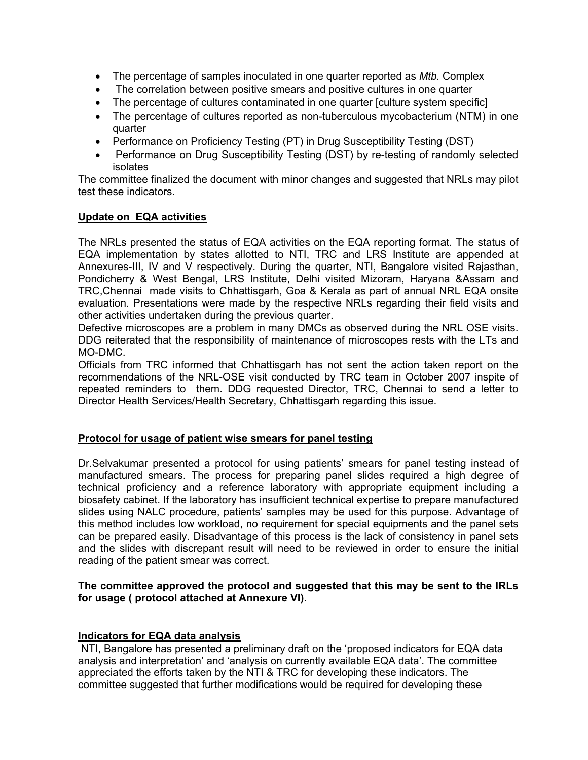- The percentage of samples inoculated in one quarter reported as *Mtb.* Complex
- The correlation between positive smears and positive cultures in one quarter
- The percentage of cultures contaminated in one quarter [culture system specific]
- The percentage of cultures reported as non-tuberculous mycobacterium (NTM) in one quarter
- Performance on Proficiency Testing (PT) in Drug Susceptibility Testing (DST)
- Performance on Drug Susceptibility Testing (DST) by re-testing of randomly selected isolates

The committee finalized the document with minor changes and suggested that NRLs may pilot test these indicators.

**Update on EQA activities**

The NRLs presented the status of EQA activities on the EQA reporting format. The status of EQA implementation by states allotted to NTI, TRC and LRS Institute are appended at Annexures-III, IV and V respectively. During the quarter, NTI, Bangalore visited Rajasthan, Pondicherry & West Bengal, LRS Institute, Delhi visited Mizoram, Haryana &Assam and TRC,Chennai made visits to Chhattisgarh, Goa & Kerala as part of annual NRL EQA onsite evaluation. Presentations were made by the respective NRLs regarding their field visits and other activities undertaken during the previous quarter.

Defective microscopes are a problem in many DMCs as observed during the NRL OSE visits. DDG reiterated that the responsibility of maintenance of microscopes rests with the LTs and MO-DMC.

Officials from TRC informed that Chhattisgarh has not sent the action taken report on the recommendations of the NRL-OSE visit conducted by TRC team in October 2007 inspite of repeated reminders to them. DDG requested Director, TRC, Chennai to send a letter to Director Health Services/Health Secretary, Chhattisgarh regarding this issue.

**Protocol for usage of patient wise smears for panel testing**

Dr.Selvakumar presented a protocol for using patients' smears for panel testing instead of manufactured smears. The process for preparing panel slides required a high degree of technical proficiency and a reference laboratory with appropriate equipment including a biosafety cabinet. If the laboratory has insufficient technical expertise to prepare manufactured slides using NALC procedure, patients' samples may be used for this purpose. Advantage of this method includes low workload, no requirement for special equipments and the panel sets can be prepared easily. Disadvantage of this process is the lack of consistency in panel sets and the slides with discrepant result will need to be reviewed in order to ensure the initial reading of the patient smear was correct.

**The committee approved the protocol and suggested that this may be sent to the IRLs for usage ( protocol attached at Annexure VI).**

**Indicators for EQA data analysis**

NTI, Bangalore has presented a preliminary draft on the 'proposed indicators for EQA data analysis and interpretation' and 'analysis on currently available EQA data'. The committee appreciated the efforts taken by the NTI & TRC for developing these indicators. The committee suggested that further modifications would be required for developing these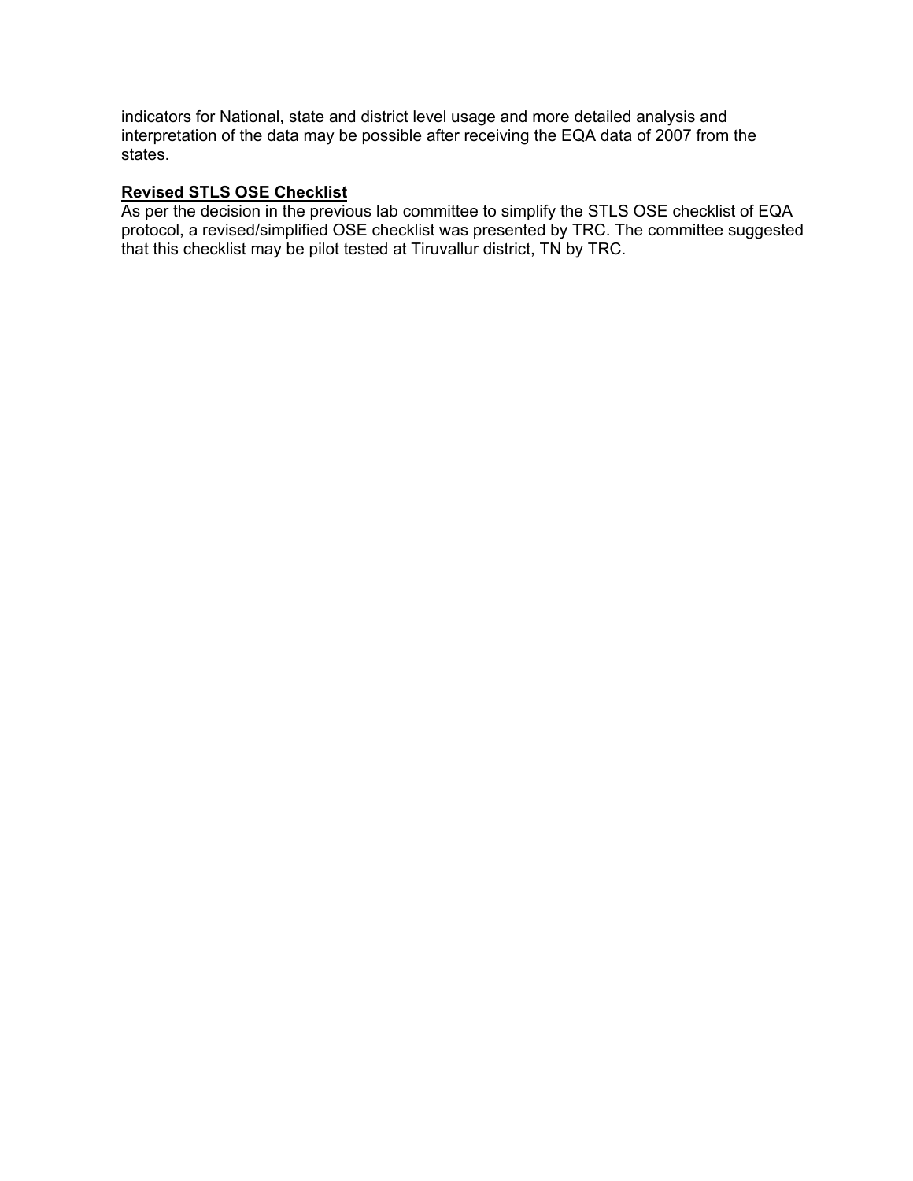indicators for National, state and district level usage and more detailed analysis and interpretation of the data may be possible after receiving the EQA data of 2007 from the states.

**<u>Revised STLS OSE Checklist</u>**

As per the decision in the previous lab committee to simplify the STLS OSE checklist of EQA protocol, a revised/simplified OSE checklist was presented by TRC. The committee suggested that this checklist may be pilot tested at Tiruvallur district, TN by TRC.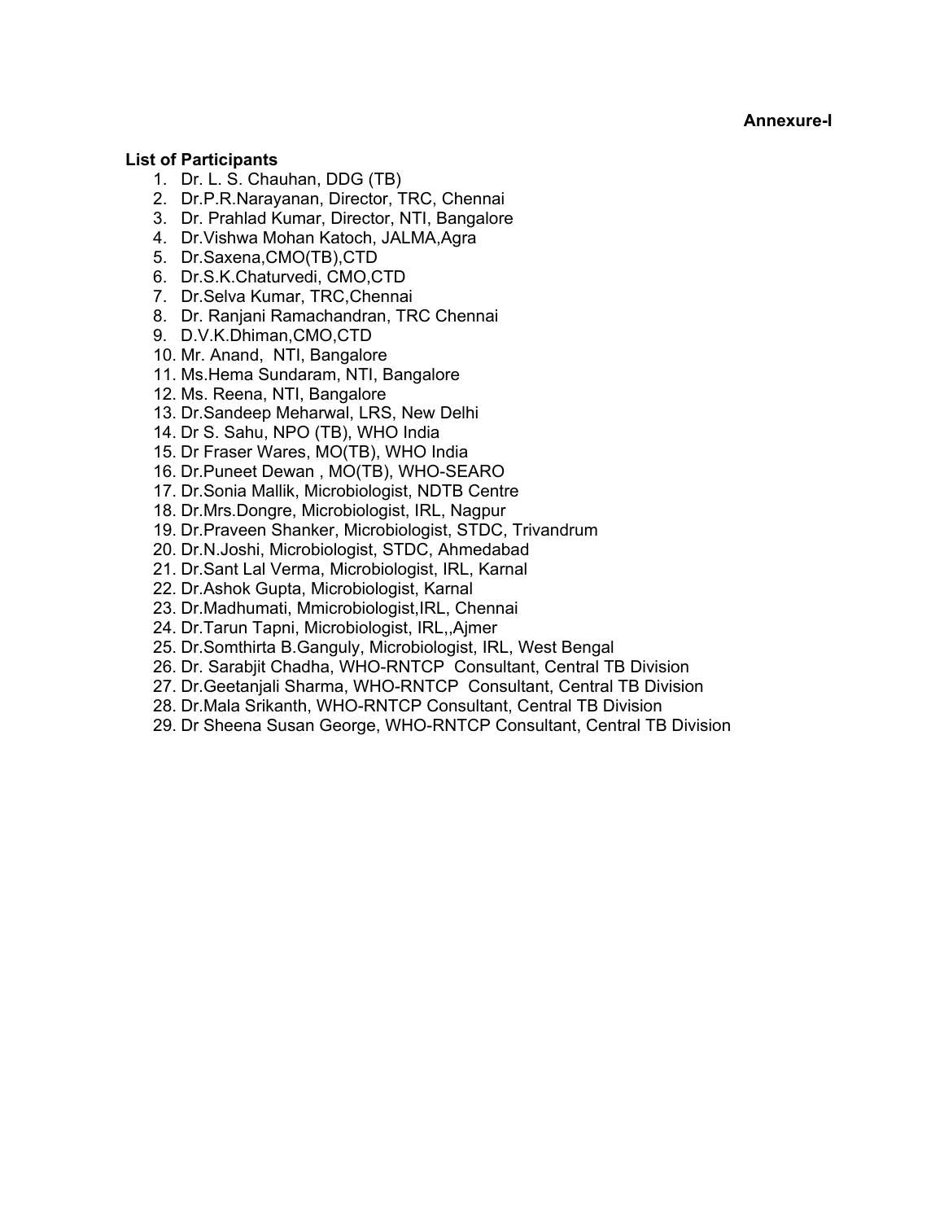**Annexure-I**

**List of Participants**

1. Dr. L. S. Chauhan, DDG (TB)
2. Dr.P.R.Narayanan, Director, TRC, Chennai
3. Dr. Prahlad Kumar, Director, NTI, Bangalore
4. Dr.Vishwa Mohan Katoch, JALMA,Agra
5. Dr.Saxena,CMO(TB),CTD
6. Dr.S.K.Chaturvedi, CMO,CTD
7. Dr.Selva Kumar, TRC,Chennai
8. Dr. Ranjani Ramachandran, TRC Chennai
9. D.V.K.Dhiman,CMO,CTD
10. Mr. Anand, NTI, Bangalore
11. Ms.Hema Sundaram, NTI, Bangalore
12. Ms. Reena, NTI, Bangalore
13. Dr.Sandeep Meharwal, LRS, New Delhi
14. Dr S. Sahu, NPO (TB), WHO India
15. Dr Fraser Wares, MO(TB), WHO India
16. Dr.Puneet Dewan , MO(TB), WHO-SEARO
17. Dr.Sonia Mallik, Microbiologist, NDTB Centre
18. Dr.Mrs.Dongre, Microbiologist, IRL, Nagpur
19. Dr.Praveen Shanker, Microbiologist, STDC, Trivandrum
20. Dr.N.Joshi, Microbiologist, STDC, Ahmedabad
21. Dr.Sant Lal Verma, Microbiologist, IRL, Karnal
22. Dr.Ashok Gupta, Microbiologist, Karnal
23. Dr.Madhumati, Mmicrobiologist,IRL, Chennai
24. Dr.Tarun Tapni, Microbiologist, IRL,,Ajmer
25. Dr.Somthirta B.Ganguly, Microbiologist, IRL, West Bengal
26. Dr. Sarabjit Chadha, WHO-RNTCP Consultant, Central TB Division
27. Dr.Geetanjali Sharma, WHO-RNTCP Consultant, Central TB Division
28. Dr.Mala Srikanth, WHO-RNTCP Consultant, Central TB Division
29. Dr Sheena Susan George, WHO-RNTCP Consultant, Central TB Division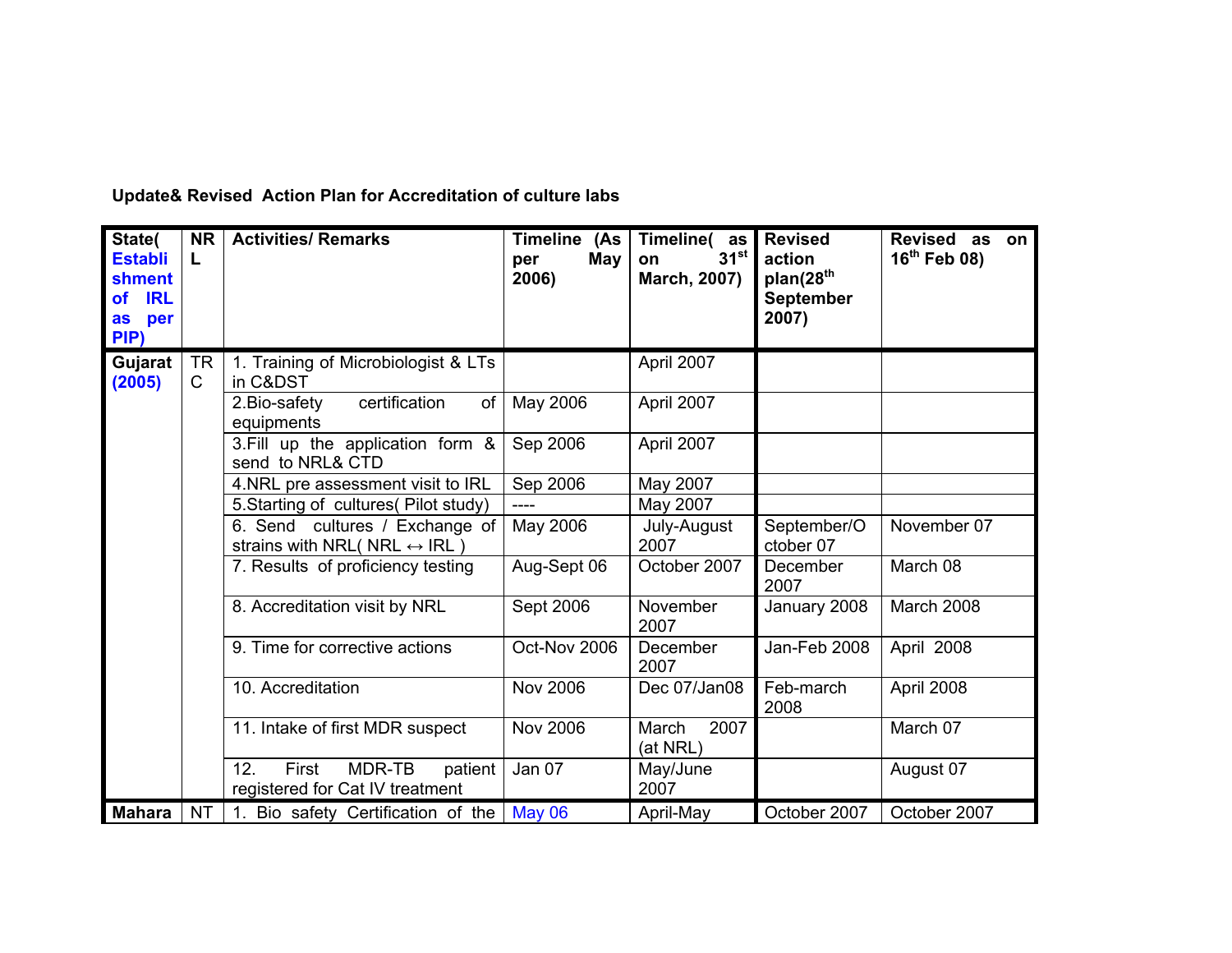**Update& Revised Action Plan for Accreditation of culture labs**

| State( Establishment of IRL as per PIP) | NRL | Activities/ Remarks | Timeline (As per May 2006) | Timeline( as on 31[st] March, 2007) | Revised action plan(28[th] September 2007) | Revised as on 16[th] Feb 08) |
|---|---|---|---|---|---|---|
| Gujarat (2005) | TRC | 1. Training of Microbiologist & LTs in C&DST | | April 2007 | | |
| | | 2.Bio-safety certification of equipments | May 2006 | April 2007 | | |
| | | 3.Fill up the application form & send to NRL& CTD | Sep 2006 | April 2007 | | |
| | | 4.NRL pre assessment visit to IRL | Sep 2006 | May 2007 | | |
| | | 5.Starting of cultures( Pilot study) | ---- | May 2007 | | |
| | | 6. Send cultures / Exchange of strains with NRL( NRL ↔ IRL ) | May 2006 | July-August 2007 | September/October 07 | November 07 |
| | | 7. Results of proficiency testing | Aug-Sept 06 | October 2007 | December 2007 | March 08 |
| | | 8. Accreditation visit by NRL | Sept 2006 | November 2007 | January 2008 | March 2008 |
| | | 9. Time for corrective actions | Oct-Nov 2006 | December 2007 | Jan-Feb 2008 | April 2008 |
| | | 10. Accreditation | Nov 2006 | Dec 07/Jan08 | Feb-march 2008 | April 2008 |
| | | 11. Intake of first MDR suspect | Nov 2006 | March 2007 (at NRL) | | March 07 |
| | | 12. First MDR-TB patient registered for Cat IV treatment | Jan 07 | May/June 2007 | | August 07 |
| Mahara | NT | 1. Bio safety Certification of the | May 06 | April-May | October 2007 | October 2007 |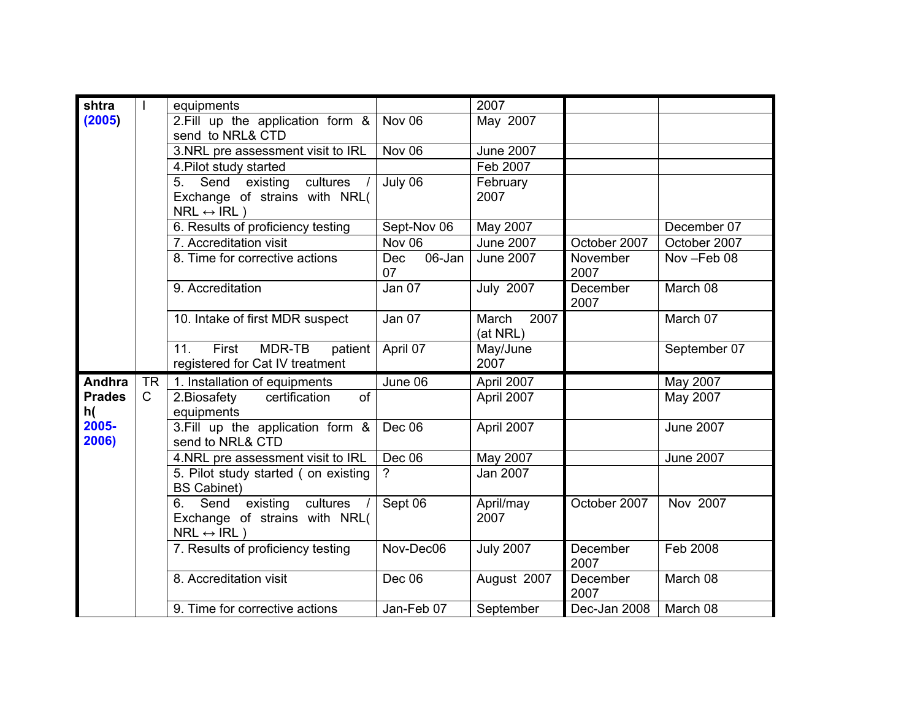| | | | | | | |
|---|---|---|---|---|---|---|
| **shtra (2005)** | I | equipments | | 2007 | | |
| | | 2.Fill up the application form & send to NRL& CTD | Nov 06 | May 2007 | | |
| | | 3.NRL pre assessment visit to IRL | Nov 06 | June 2007 | | |
| | | 4.Pilot study started | | Feb 2007 | | |
| | | 5. Send existing cultures / Exchange of strains with NRL( NRL ↔ IRL ) | July 06 | February 2007 | | |
| | | 6. Results of proficiency testing | Sept-Nov 06 | May 2007 | | December 07 |
| | | 7. Accreditation visit | Nov 06 | June 2007 | October 2007 | October 2007 |
| | | 8. Time for corrective actions | Dec 06-Jan 07 | June 2007 | November 2007 | Nov –Feb 08 |
| | | 9. Accreditation | Jan 07 | July 2007 | December 2007 | March 08 |
| | | 10. Intake of first MDR suspect | Jan 07 | March 2007 (at NRL) | | March 07 |
| | | 11. First MDR-TB patient registered for Cat IV treatment | April 07 | May/June 2007 | | September 07 |
| **Andhra Pradesh( 2005-2006)** | TRC | 1. Installation of equipments | June 06 | April 2007 | | May 2007 |
| | | 2.Biosafety certification of equipments | | April 2007 | | May 2007 |
| | | 3.Fill up the application form & send to NRL& CTD | Dec 06 | April 2007 | | June 2007 |
| | | 4.NRL pre assessment visit to IRL | Dec 06 | May 2007 | | June 2007 |
| | | 5. Pilot study started ( on existing BS Cabinet) | ? | Jan 2007 | | |
| | | 6. Send existing cultures / Exchange of strains with NRL( NRL ↔ IRL ) | Sept 06 | April/may 2007 | October 2007 | Nov 2007 |
| | | 7. Results of proficiency testing | Nov-Dec06 | July 2007 | December 2007 | Feb 2008 |
| | | 8. Accreditation visit | Dec 06 | August 2007 | December 2007 | March 08 |
| | | 9. Time for corrective actions | Jan-Feb 07 | September | Dec-Jan 2008 | March 08 |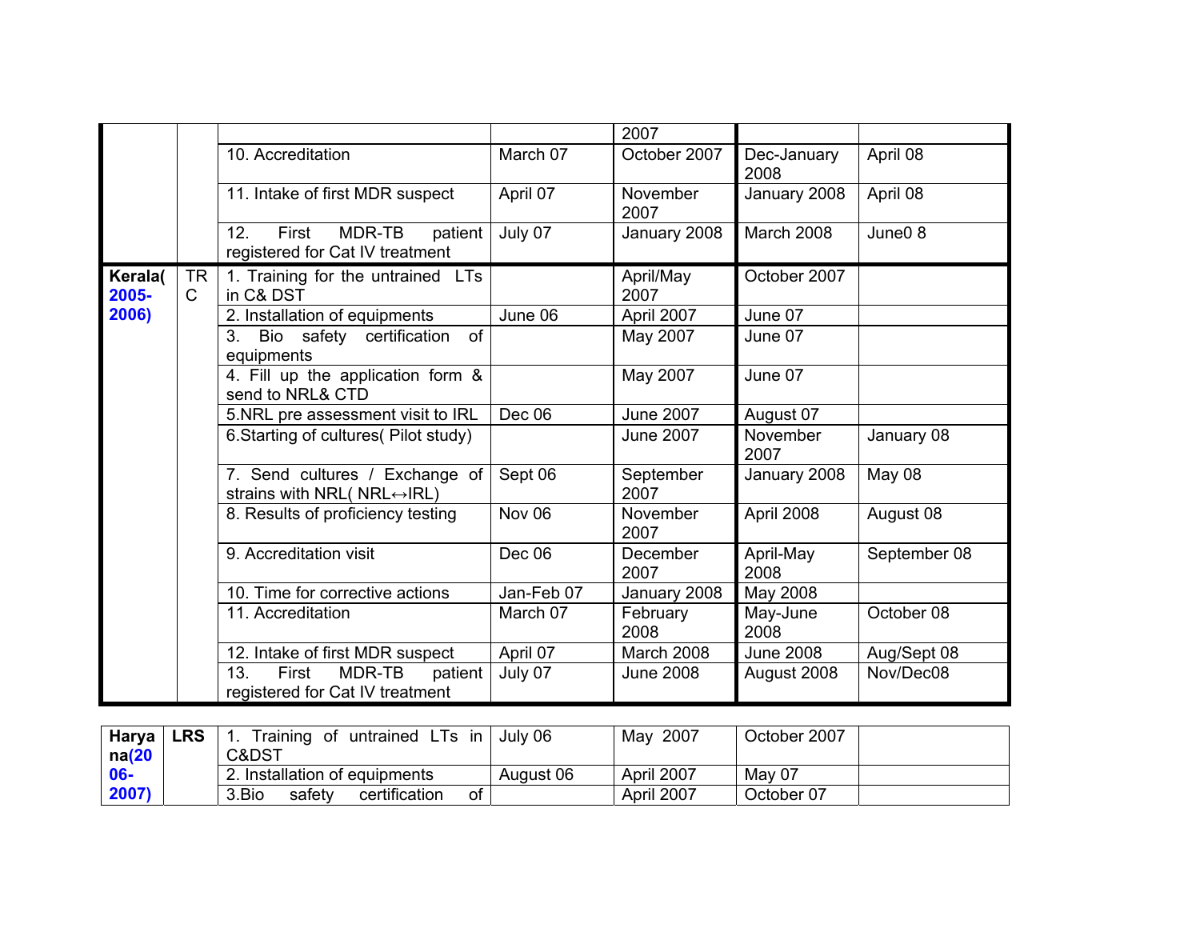| | | | | | | |
|---|---|---|---|---|---|---|
| | | | | 2007 | | |
| | | 10. Accreditation | March 07 | October 2007 | Dec-January 2008 | April 08 |
| | | 11. Intake of first MDR suspect | April 07 | November 2007 | January 2008 | April 08 |
| | | 12. First MDR-TB patient registered for Cat IV treatment | July 07 | January 2008 | March 2008 | June0 8 |
| **Kerala( 2005-2006)** | TRC | 1. Training for the untrained LTs in C& DST | | April/May 2007 | October 2007 | |
| | | 2. Installation of equipments | June 06 | April 2007 | June 07 | |
| | | 3. Bio safety certification of equipments | | May 2007 | June 07 | |
| | | 4. Fill up the application form & send to NRL& CTD | | May 2007 | June 07 | |
| | | 5.NRL pre assessment visit to IRL | Dec 06 | June 2007 | August 07 | |
| | | 6.Starting of cultures( Pilot study) | | June 2007 | November 2007 | January 08 |
| | | 7. Send cultures / Exchange of strains with NRL( NRL↔IRL) | Sept 06 | September 2007 | January 2008 | May 08 |
| | | 8. Results of proficiency testing | Nov 06 | November 2007 | April 2008 | August 08 |
| | | 9. Accreditation visit | Dec 06 | December 2007 | April-May 2008 | September 08 |
| | | 10. Time for corrective actions | Jan-Feb 07 | January 2008 | May 2008 | |
| | | 11. Accreditation | March 07 | February 2008 | May-June 2008 | October 08 |
| | | 12. Intake of first MDR suspect | April 07 | March 2008 | June 2008 | Aug/Sept 08 |
| | | 13. First MDR-TB patient registered for Cat IV treatment | July 07 | June 2008 | August 2008 | Nov/Dec08 |

| | | | | | | |
|---|---|---|---|---|---|---|
| **Haryana(2006-2007)** | **LRS** | 1. Training of untrained LTs in C&DST | July 06 | May 2007 | October 2007 | |
| | | 2. Installation of equipments | August 06 | April 2007 | May 07 | |
| | | 3.Bio safety certification of | | April 2007 | October 07 | |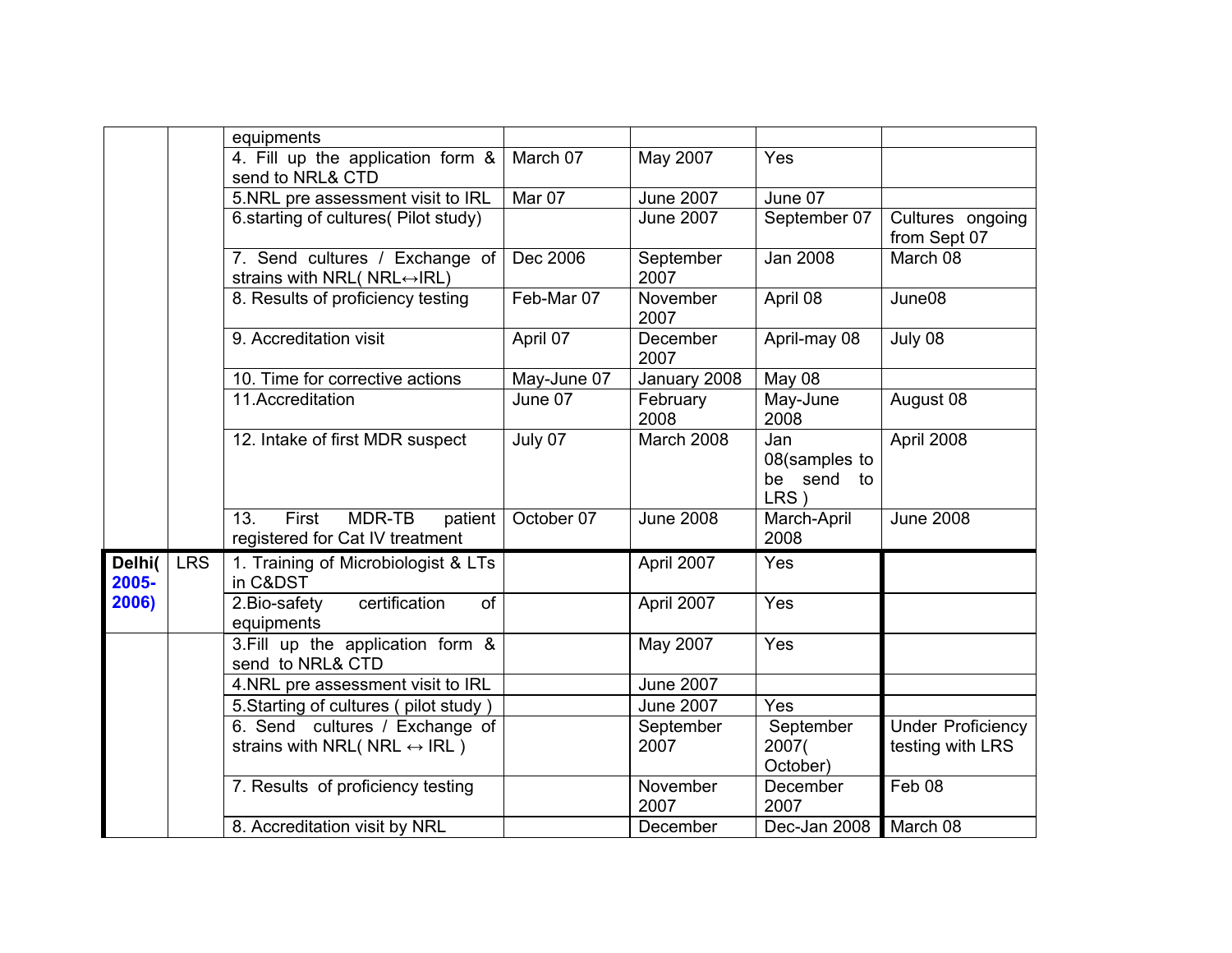| | | | | | | |
|---|---|---|---|---|---|---|
| | | equipments | | | | |
| | | 4. Fill up the application form & send to NRL& CTD | March 07 | May 2007 | Yes | |
| | | 5.NRL pre assessment visit to IRL | Mar 07 | June 2007 | June 07 | |
| | | 6.starting of cultures( Pilot study) | | June 2007 | September 07 | Cultures ongoing from Sept 07 |
| | | 7. Send cultures / Exchange of strains with NRL( NRL↔IRL) | Dec 2006 | September 2007 | Jan 2008 | March 08 |
| | | 8. Results of proficiency testing | Feb-Mar 07 | November 2007 | April 08 | June08 |
| | | 9. Accreditation visit | April 07 | December 2007 | April-may 08 | July 08 |
| | | 10. Time for corrective actions | May-June 07 | January 2008 | May 08 | |
| | | 11.Accreditation | June 07 | February 2008 | May-June 2008 | August 08 |
| | | 12. Intake of first MDR suspect | July 07 | March 2008 | Jan 08(samples to be send to LRS ) | April 2008 |
| | | 13. First MDR-TB patient registered for Cat IV treatment | October 07 | June 2008 | March-April 2008 | June 2008 |
| **Delhi( 2005-2006)** | LRS | 1. Training of Microbiologist & LTs in C&DST | | April 2007 | Yes | |
| | | 2.Bio-safety certification of equipments | | April 2007 | Yes | |
| | | 3.Fill up the application form & send to NRL& CTD | | May 2007 | Yes | |
| | | 4.NRL pre assessment visit to IRL | | June 2007 | | |
| | | 5.Starting of cultures ( pilot study ) | | June 2007 | Yes | |
| | | 6. Send cultures / Exchange of strains with NRL( NRL ↔ IRL ) | | September 2007 | September 2007( October) | Under Proficiency testing with LRS |
| | | 7. Results of proficiency testing | | November 2007 | December 2007 | Feb 08 |
| | | 8. Accreditation visit by NRL | | December | Dec-Jan 2008 | March 08 |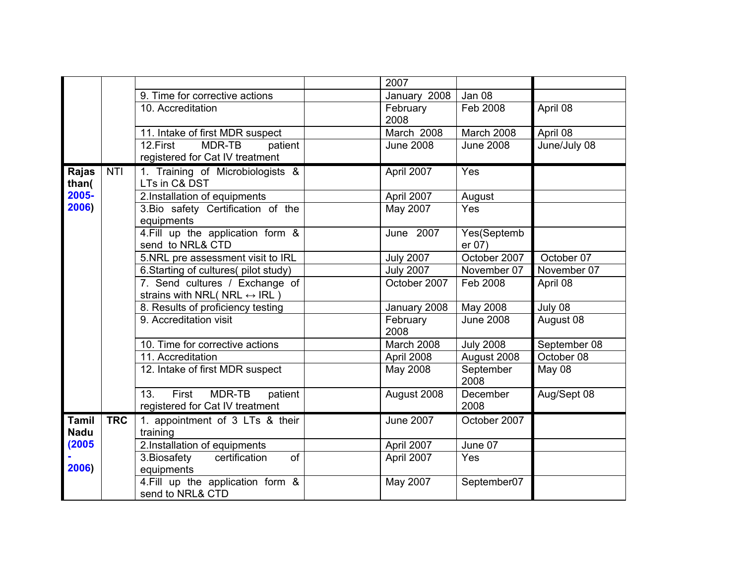| | | | | | | |
|---|---|---|---|---|---|---|
| | | | | 2007 | | |
| | | 9. Time for corrective actions | | January 2008 | Jan 08 | |
| | | 10. Accreditation | | February 2008 | Feb 2008 | April 08 |
| | | 11. Intake of first MDR suspect | | March 2008 | March 2008 | April 08 |
| | | 12.First MDR-TB patient registered for Cat IV treatment | | June 2008 | June 2008 | June/July 08 |
| **Rajasthan( 2005-2006)** | NTI | 1. Training of Microbiologists & LTs in C& DST | | April 2007 | Yes | |
| | | 2.Installation of equipments | | April 2007 | August | |
| | | 3.Bio safety Certification of the equipments | | May 2007 | Yes | |
| | | 4.Fill up the application form & send to NRL& CTD | | June 2007 | Yes(September 07) | |
| | | 5.NRL pre assessment visit to IRL | | July 2007 | October 2007 | October 07 |
| | | 6.Starting of cultures( pilot study) | | July 2007 | November 07 | November 07 |
| | | 7. Send cultures / Exchange of strains with NRL( NRL ↔ IRL ) | | October 2007 | Feb 2008 | April 08 |
| | | 8. Results of proficiency testing | | January 2008 | May 2008 | July 08 |
| | | 9. Accreditation visit | | February 2008 | June 2008 | August 08 |
| | | 10. Time for corrective actions | | March 2008 | July 2008 | September 08 |
| | | 11. Accreditation | | April 2008 | August 2008 | October 08 |
| | | 12. Intake of first MDR suspect | | May 2008 | September 2008 | May 08 |
| | | 13. First MDR-TB patient registered for Cat IV treatment | | August 2008 | December 2008 | Aug/Sept 08 |
| **Tamil Nadu (2005 - 2006)** | **TRC** | 1. appointment of 3 LTs & their training | | June 2007 | October 2007 | |
| | | 2.Installation of equipments | | April 2007 | June 07 | |
| | | 3.Biosafety certification of equipments | | April 2007 | Yes | |
| | | 4.Fill up the application form & send to NRL& CTD | | May 2007 | September07 | |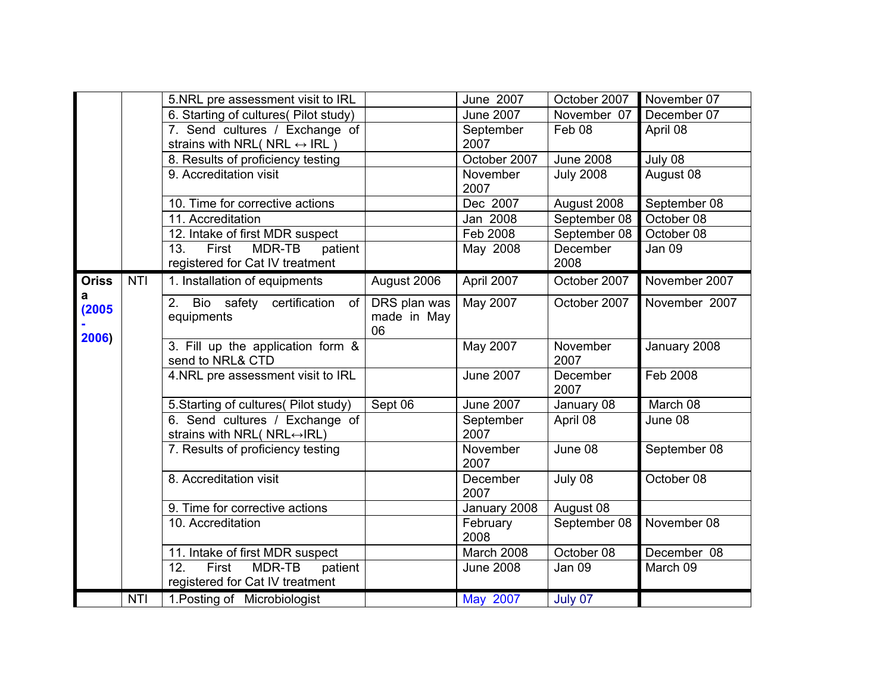|  |  | 5.NRL pre assessment visit to IRL |  | June 2007 | October 2007 | November 07 |
|---|---|---|---|---|---|---|
|  |  | 6. Starting of cultures( Pilot study) |  | June 2007 | November 07 | December 07 |
|  |  | 7. Send cultures / Exchange of strains with NRL( NRL ↔ IRL ) |  | September 2007 | Feb 08 | April 08 |
|  |  | 8. Results of proficiency testing |  | October 2007 | June 2008 | July 08 |
|  |  | 9. Accreditation visit |  | November 2007 | July 2008 | August 08 |
|  |  | 10. Time for corrective actions |  | Dec 2007 | August 2008 | September 08 |
|  |  | 11. Accreditation |  | Jan 2008 | September 08 | October 08 |
|  |  | 12. Intake of first MDR suspect |  | Feb 2008 | September 08 | October 08 |
|  |  | 13. First MDR-TB patient registered for Cat IV treatment |  | May 2008 | December 2008 | Jan 09 |
| **Orissa (2005 - 2006)** | NTI | 1. Installation of equipments | August 2006 | April 2007 | October 2007 | November 2007 |
|  |  | 2. Bio safety certification of equipments | DRS plan was made in May 06 | May 2007 | October 2007 | November 2007 |
|  |  | 3. Fill up the application form & send to NRL& CTD |  | May 2007 | November 2007 | January 2008 |
|  |  | 4.NRL pre assessment visit to IRL |  | June 2007 | December 2007 | Feb 2008 |
|  |  | 5.Starting of cultures( Pilot study) | Sept 06 | June 2007 | January 08 | March 08 |
|  |  | 6. Send cultures / Exchange of strains with NRL( NRL↔IRL) |  | September 2007 | April 08 | June 08 |
|  |  | 7. Results of proficiency testing |  | November 2007 | June 08 | September 08 |
|  |  | 8. Accreditation visit |  | December 2007 | July 08 | October 08 |
|  |  | 9. Time for corrective actions |  | January 2008 | August 08 |  |
|  |  | 10. Accreditation |  | February 2008 | September 08 | November 08 |
|  |  | 11. Intake of first MDR suspect |  | March 2008 | October 08 | December 08 |
|  |  | 12. First MDR-TB patient registered for Cat IV treatment |  | June 2008 | Jan 09 | March 09 |
|  | NTI | 1.Posting of Microbiologist |  | May 2007 | July 07 |  |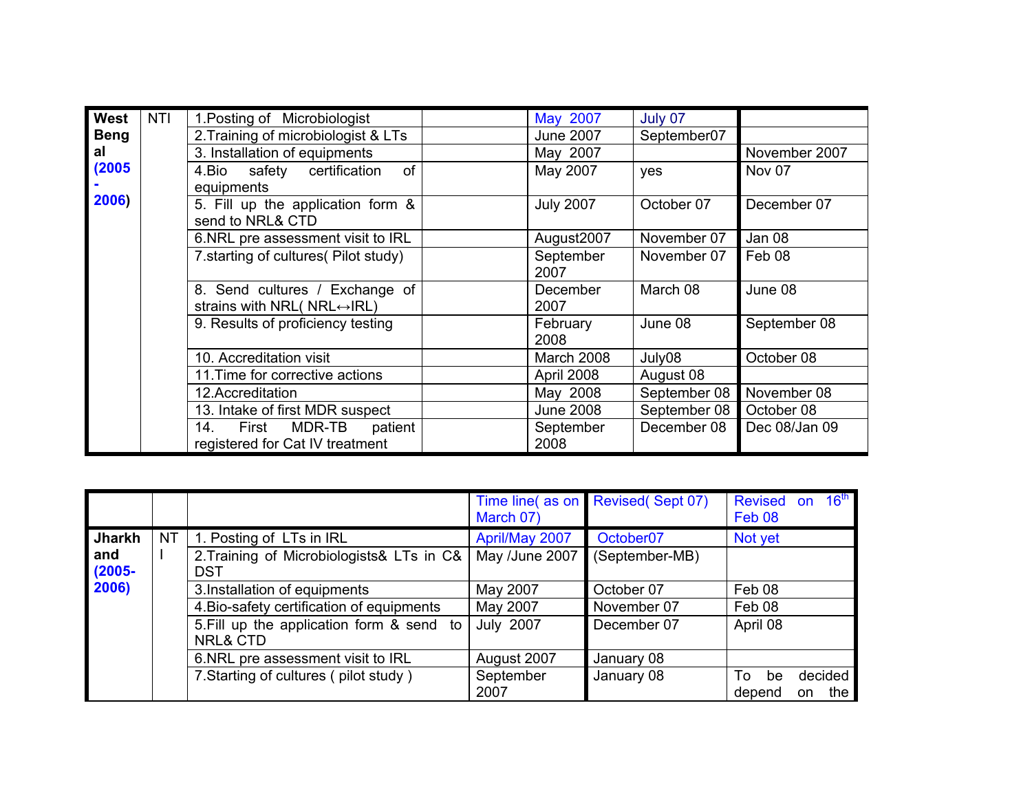| West Bengal (2005 - 2006) | NTI | 1.Posting of Microbiologist | | May 2007 | July 07 | |
|---|---|---|---|---|---|---|
| | | 2.Training of microbiologist & LTs | | June 2007 | September07 | |
| | | 3. Installation of equipments | | May 2007 | | November 2007 |
| | | 4.Bio safety certification of equipments | | May 2007 | yes | Nov 07 |
| | | 5. Fill up the application form & send to NRL& CTD | | July 2007 | October 07 | December 07 |
| | | 6.NRL pre assessment visit to IRL | | August2007 | November 07 | Jan 08 |
| | | 7.starting of cultures( Pilot study) | | September 2007 | November 07 | Feb 08 |
| | | 8. Send cultures / Exchange of strains with NRL( NRL↔IRL) | | December 2007 | March 08 | June 08 |
| | | 9. Results of proficiency testing | | February 2008 | June 08 | September 08 |
| | | 10. Accreditation visit | | March 2008 | July08 | October 08 |
| | | 11.Time for corrective actions | | April 2008 | August 08 | |
| | | 12.Accreditation | | May 2008 | September 08 | November 08 |
| | | 13. Intake of first MDR suspect | | June 2008 | September 08 | October 08 |
| | | 14. First MDR-TB patient registered for Cat IV treatment | | September 2008 | December 08 | Dec 08/Jan 09 |

| | | | Time line( as on March 07) | Revised( Sept 07) | Revised on 16th Feb 08 |
|---|---|---|---|---|---|
| Jharkhand (2005-2006) | NTI | 1. Posting of LTs in IRL | April/May 2007 | October07 | Not yet |
| | | 2.Training of Microbiologists& LTs in C& DST | May /June 2007 | (September-MB) | |
| | | 3.Installation of equipments | May 2007 | October 07 | Feb 08 |
| | | 4.Bio-safety certification of equipments | May 2007 | November 07 | Feb 08 |
| | | 5.Fill up the application form & send to NRL& CTD | July 2007 | December 07 | April 08 |
| | | 6.NRL pre assessment visit to IRL | August 2007 | January 08 | |
| | | 7.Starting of cultures ( pilot study ) | September 2007 | January 08 | To be decided depend on the |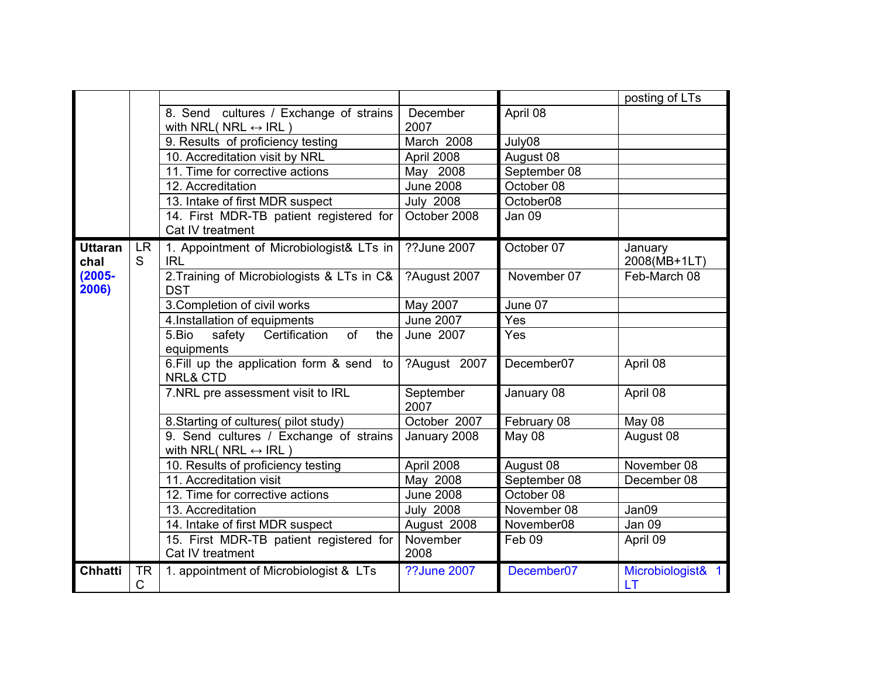| | | | | | |
|---|---|---|---|---|---|
| | | | | | posting of LTs |
| | | 8. Send cultures / Exchange of strains with NRL( NRL ↔ IRL ) | December 2007 | April 08 | |
| | | 9. Results of proficiency testing | March 2008 | July08 | |
| | | 10. Accreditation visit by NRL | April 2008 | August 08 | |
| | | 11. Time for corrective actions | May 2008 | September 08 | |
| | | 12. Accreditation | June 2008 | October 08 | |
| | | 13. Intake of first MDR suspect | July 2008 | October08 | |
| | | 14. First MDR-TB patient registered for Cat IV treatment | October 2008 | Jan 09 | |
| **Uttaranchal (2005-2006)** | LRS | 1. Appointment of Microbiologist& LTs in IRL | ??June 2007 | October 07 | January 2008(MB+1LT) |
| | | 2.Training of Microbiologists & LTs in C& DST | ?August 2007 | November 07 | Feb-March 08 |
| | | 3.Completion of civil works | May 2007 | June 07 | |
| | | 4.Installation of equipments | June 2007 | Yes | |
| | | 5.Bio safety Certification of the equipments | June 2007 | Yes | |
| | | 6.Fill up the application form & send to NRL& CTD | ?August 2007 | December07 | April 08 |
| | | 7.NRL pre assessment visit to IRL | September 2007 | January 08 | April 08 |
| | | 8.Starting of cultures( pilot study) | October 2007 | February 08 | May 08 |
| | | 9. Send cultures / Exchange of strains with NRL( NRL ↔ IRL ) | January 2008 | May 08 | August 08 |
| | | 10. Results of proficiency testing | April 2008 | August 08 | November 08 |
| | | 11. Accreditation visit | May 2008 | September 08 | December 08 |
| | | 12. Time for corrective actions | June 2008 | October 08 | |
| | | 13. Accreditation | July 2008 | November 08 | Jan09 |
| | | 14. Intake of first MDR suspect | August 2008 | November08 | Jan 09 |
| | | 15. First MDR-TB patient registered for Cat IV treatment | November 2008 | Feb 09 | April 09 |
| **Chhatti** | TRC | 1. appointment of Microbiologist & LTs | ??June 2007 | December07 | Microbiologist& 1 LT |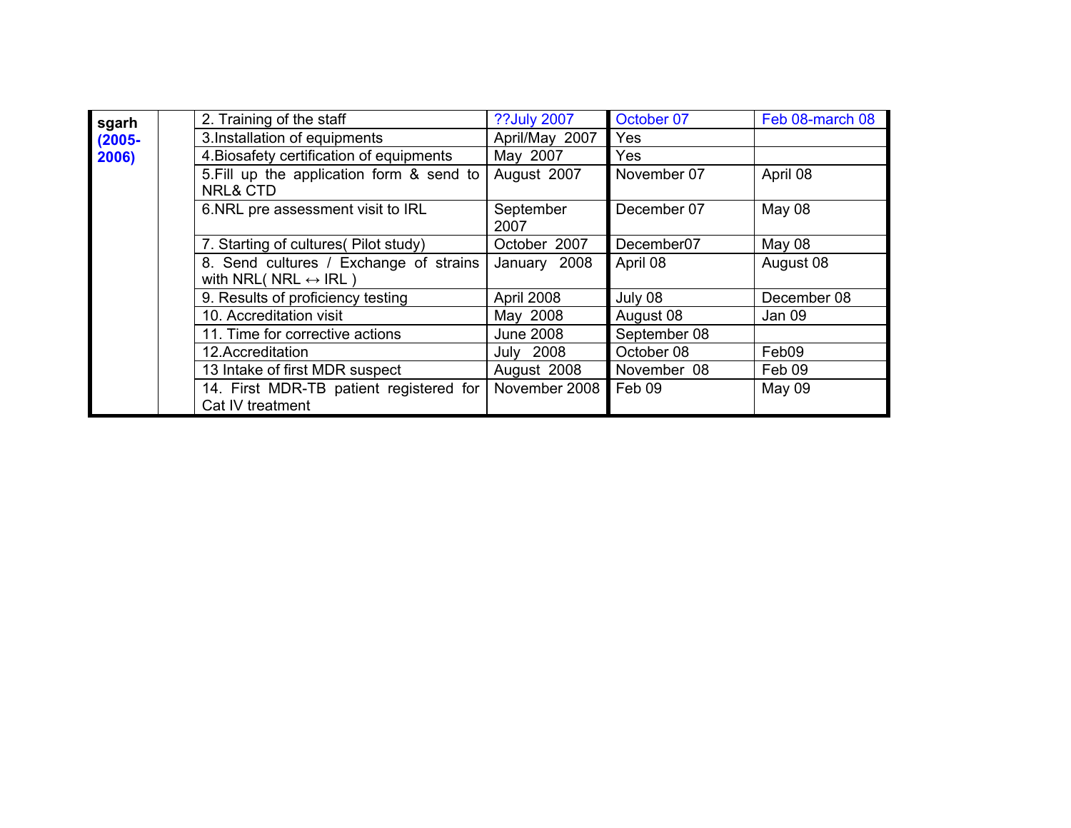| sgarh (2005-2006) | | 2. Training of the staff | ??July 2007 | October 07 | Feb 08-march 08 |
|---|---|---|---|---|---|
| | | 3.Installation of equipments | April/May 2007 | Yes | |
| | | 4.Biosafety certification of equipments | May 2007 | Yes | |
| | | 5.Fill up the application form & send to NRL& CTD | August 2007 | November 07 | April 08 |
| | | 6.NRL pre assessment visit to IRL | September 2007 | December 07 | May 08 |
| | | 7. Starting of cultures( Pilot study) | October 2007 | December07 | May 08 |
| | | 8. Send cultures / Exchange of strains with NRL( NRL ↔ IRL ) | January 2008 | April 08 | August 08 |
| | | 9. Results of proficiency testing | April 2008 | July 08 | December 08 |
| | | 10. Accreditation visit | May 2008 | August 08 | Jan 09 |
| | | 11. Time for corrective actions | June 2008 | September 08 | |
| | | 12.Accreditation | July 2008 | October 08 | Feb09 |
| | | 13 Intake of first MDR suspect | August 2008 | November 08 | Feb 09 |
| | | 14. First MDR-TB patient registered for Cat IV treatment | November 2008 | Feb 09 | May 09 |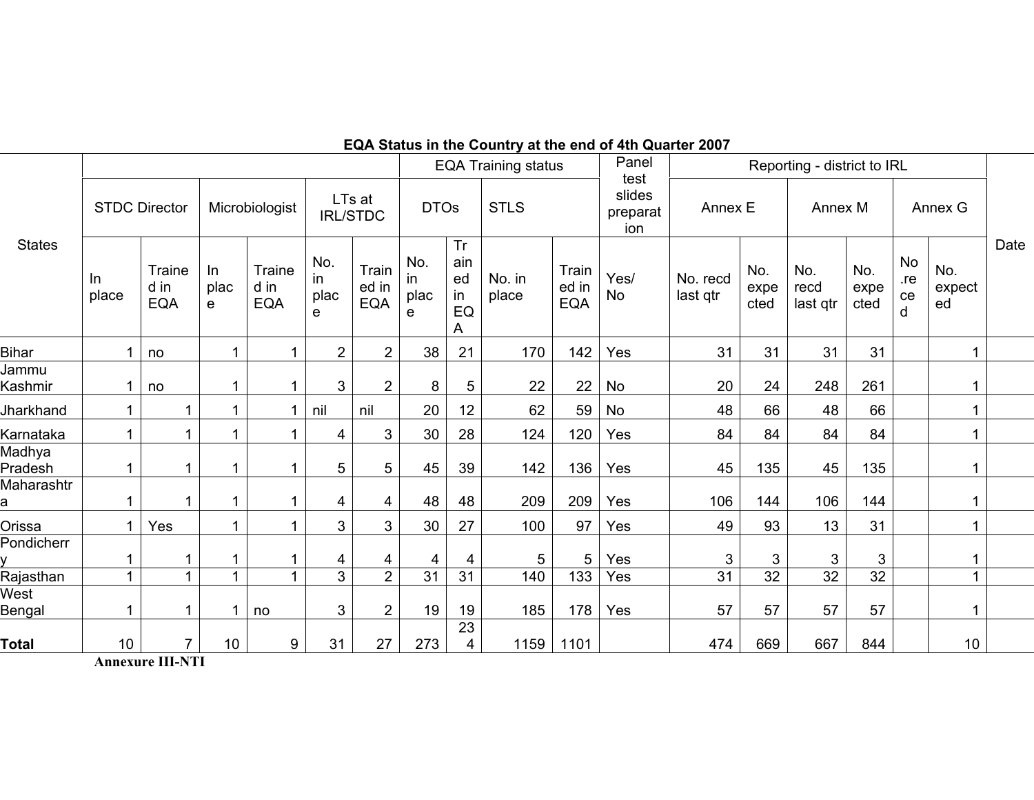**EQA Status in the Country at the end of 4th Quarter 2007**

| States | | | | | | | EQA Training status | | | | Panel test slides preparation | Reporting - district to IRL | | | | | | Date |
|---|---|---|---|---|---|---|---|---|---|---|---|---|---|---|---|---|---|---|
| | STDC Director | | Microbiologist | | LTs at IRL/STDC | | DTOs | | STLS | | | Annex E | | Annex M | | Annex G | | |
| | In place | Trained in EQA | In place | Trained in EQA | No. in place | Trained in EQA | No. in place | Trained in EQA | No. in place | Trained in EQA | Yes/ No | No. recd last qtr | No. expected | No. recd last qtr | No. expected | No. recd | No. expected | |
| Bihar | 1 | no | 1 | 1 | 2 | 2 | 38 | 21 | 170 | 142 | Yes | 31 | 31 | 31 | 31 | | 1 | |
| Jammu Kashmir | 1 | no | 1 | 1 | 3 | 2 | 8 | 5 | 22 | 22 | No | 20 | 24 | 248 | 261 | | 1 | |
| Jharkhand | 1 | 1 | 1 | 1 | nil | nil | 20 | 12 | 62 | 59 | No | 48 | 66 | 48 | 66 | | 1 | |
| Karnataka | 1 | 1 | 1 | 1 | 4 | 3 | 30 | 28 | 124 | 120 | Yes | 84 | 84 | 84 | 84 | | 1 | |
| Madhya Pradesh | 1 | 1 | 1 | 1 | 5 | 5 | 45 | 39 | 142 | 136 | Yes | 45 | 135 | 45 | 135 | | 1 | |
| Maharashtra | 1 | 1 | 1 | 1 | 4 | 4 | 48 | 48 | 209 | 209 | Yes | 106 | 144 | 106 | 144 | | 1 | |
| Orissa | 1 | Yes | 1 | 1 | 3 | 3 | 30 | 27 | 100 | 97 | Yes | 49 | 93 | 13 | 31 | | 1 | |
| Pondicherry | 1 | 1 | 1 | 1 | 4 | 4 | 4 | 4 | 5 | 5 | Yes | 3 | 3 | 3 | 3 | | 1 | |
| Rajasthan | 1 | 1 | 1 | 1 | 3 | 2 | 31 | 31 | 140 | 133 | Yes | 31 | 32 | 32 | 32 | | 1 | |
| West Bengal | 1 | 1 | 1 | no | 3 | 2 | 19 | 19 | 185 | 178 | Yes | 57 | 57 | 57 | 57 | | 1 | |
| **Total** | 10 | 7 | 10 | 9 | 31 | 27 | 273 | 234 | 1159 | 1101 | | 474 | 669 | 667 | 844 | | 10 | |

**Annexure III-NTI**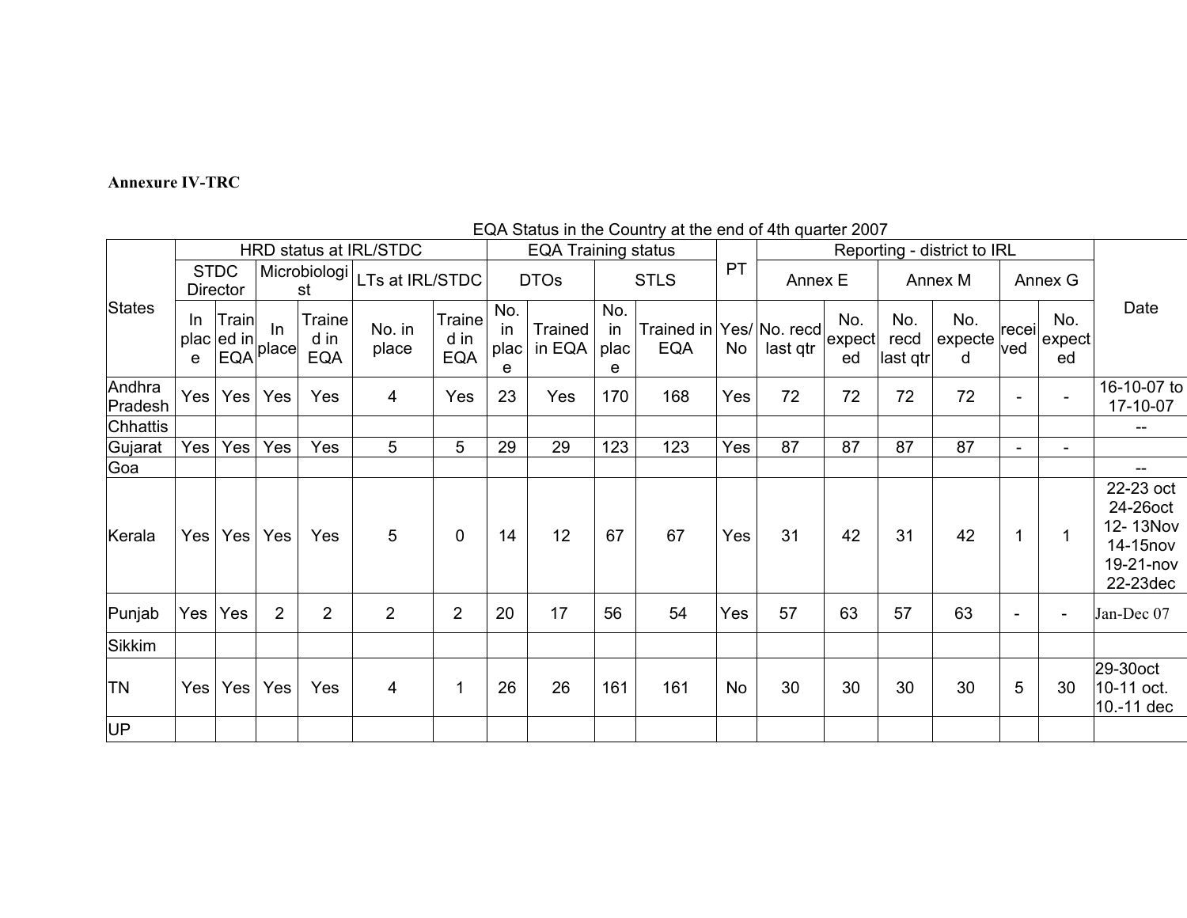**Annexure IV-TRC**

EQA Status in the Country at the end of 4th quarter 2007

| States | HRD status at IRL/STDC | | | | | | EQA Training status | | | | PT | Reporting - district to IRL | | | | | | Date |
|---|---|---|---|---|---|---|---|---|---|---|---|---|---|---|---|---|---|---|
| | STDC Director | | Microbiologist | | LTs at IRL/STDC | | DTOs | | STLS | | | Annex E | | Annex M | | Annex G | | |
| | In place | Trained in EQA | In place | Trained in EQA | No. in place | Trained in EQA | No. in place | Trained in EQA | No. in place | Trained in EQA | Yes/No | No. recd last qtr | No. expected | No. recd last qtr | No. expected | received | No. expected | |
| Andhra Pradesh | Yes | Yes | Yes | Yes | 4 | Yes | 23 | Yes | 170 | 168 | Yes | 72 | 72 | 72 | 72 | - | - | 16-10-07 to 17-10-07 |
| Chhattis | | | | | | | | | | | | | | | | | | -- |
| Gujarat | Yes | Yes | Yes | Yes | 5 | 5 | 29 | 29 | 123 | 123 | Yes | 87 | 87 | 87 | 87 | - | - | |
| Goa | | | | | | | | | | | | | | | | | | -- |
| Kerala | Yes | Yes | Yes | Yes | 5 | 0 | 14 | 12 | 67 | 67 | Yes | 31 | 42 | 31 | 42 | 1 | 1 | 22-23 oct 24-26oct 12- 13Nov 14-15nov 19-21-nov 22-23dec |
| Punjab | Yes | Yes | 2 | 2 | 2 | 2 | 20 | 17 | 56 | 54 | Yes | 57 | 63 | 57 | 63 | - | - | Jan-Dec 07 |
| Sikkim | | | | | | | | | | | | | | | | | | |
| TN | Yes | Yes | Yes | Yes | 4 | 1 | 26 | 26 | 161 | 161 | No | 30 | 30 | 30 | 30 | 5 | 30 | 29-30oct 10-11 oct. 10.-11 dec |
| UP | | | | | | | | | | | | | | | | | | |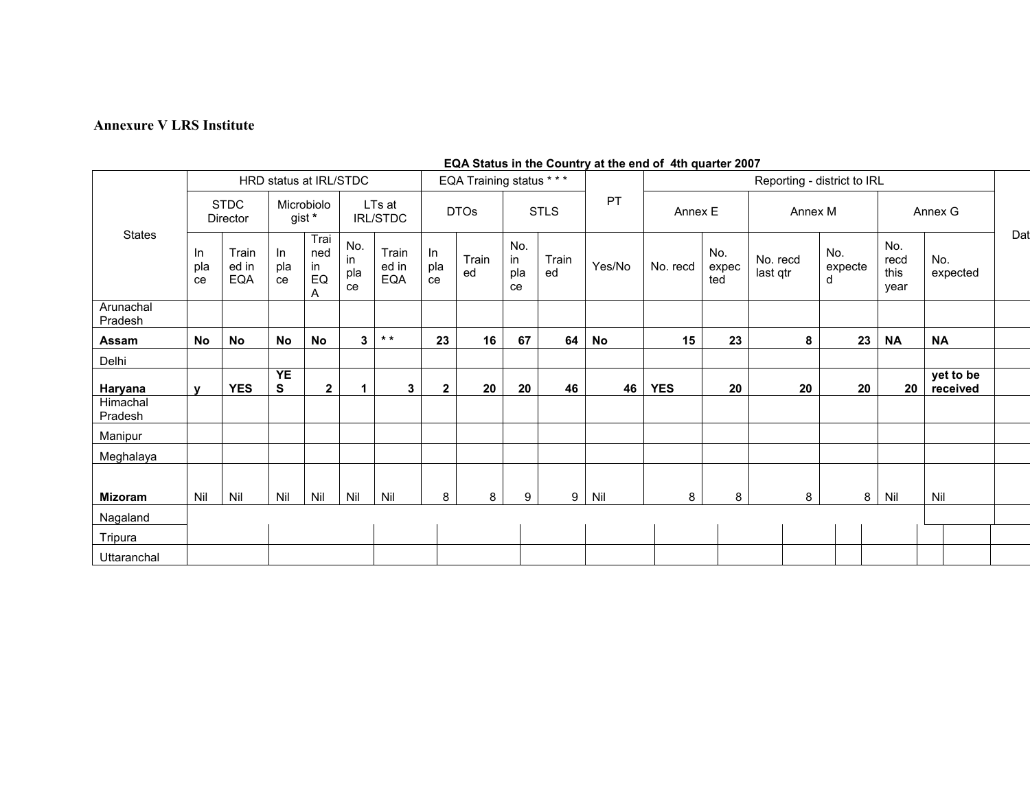**Annexure V LRS Institute**

**EQA Status in the Country at the end of 4th quarter 2007**

| States | HRD status at IRL/STDC | | | | | | EQA Training status * * * | | | | PT | Reporting - district to IRL | | | | | | Dat |
|---|---|---|---|---|---|---|---|---|---|---|---|---|---|---|---|---|---|---|
| | STDC Director | | Microbiologist * | | LTs at IRL/STDC | | DTOs | | STLS | | | Annex E | | Annex M | | Annex G | | |
| | In place | Trained in EQA | In place | Trained in EQA | No. in place | Trained in EQA | In place | Trained | No. in place | Trained | Yes/No | No. recd | No. expected | No. recd last qtr | No. expected | No. recd this year | No. expected | |
| Arunachal Pradesh | | | | | | | | | | | | | | | | | | |
| **Assam** | **No** | **No** | **No** | **No** | **3** | *** *** | **23** | **16** | **67** | **64** | **No** | **15** | **23** | **8** | **23** | **NA** | **NA** | |
| Delhi | | | | | | | | | | | | | | | | | | |
| **Haryana** | **y** | **YES** | **YES** | **2** | **1** | **3** | **2** | **20** | **20** | **46** | **46** | **YES** | **20** | **20** | **20** | **20** | **yet to be received** | |
| Himachal Pradesh | | | | | | | | | | | | | | | | | | |
| Manipur | | | | | | | | | | | | | | | | | | |
| Meghalaya | | | | | | | | | | | | | | | | | | |
| **Mizoram** | Nil | Nil | Nil | Nil | Nil | Nil | 8 | 8 | 9 | 9 | Nil | 8 | 8 | 8 | 8 | Nil | Nil | |
| Nagaland | | | | | | | | | | | | | | | | | | |
| Tripura | | | | | | | | | | | | | | | | | | |
| Uttaranchal | | | | | | | | | | | | | | | | | | |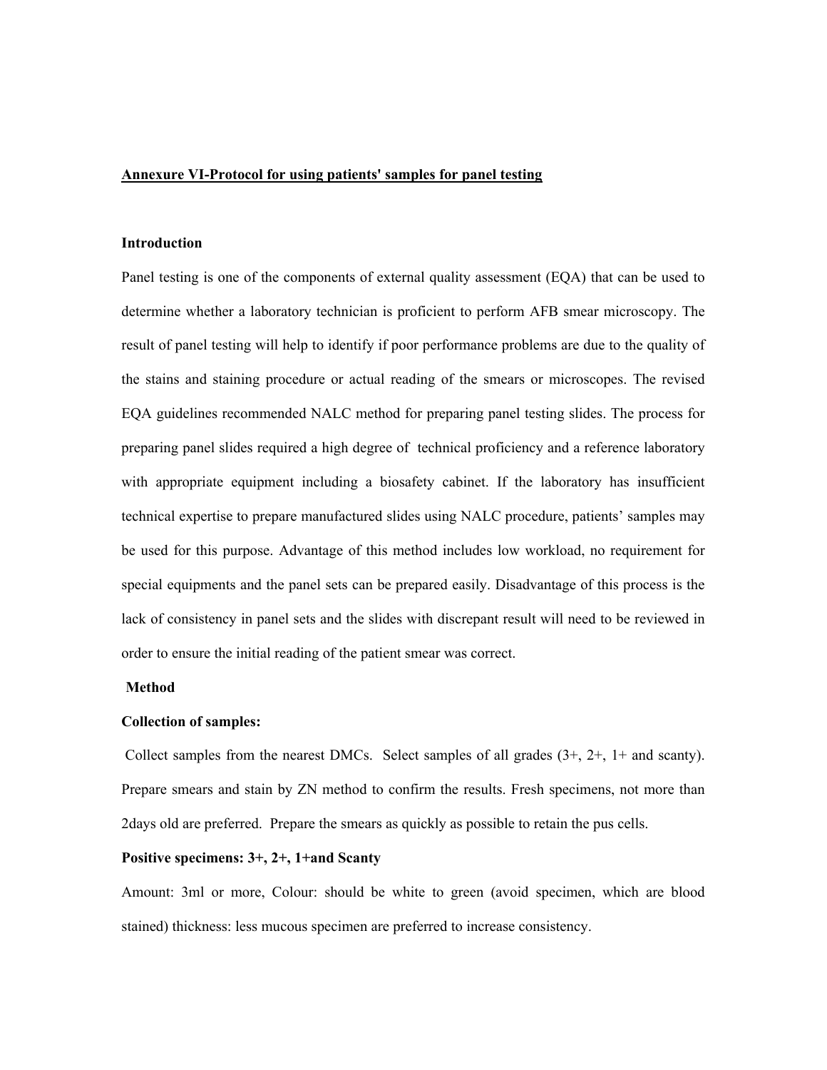## **Annexure VI-Protocol for using patients' samples for panel testing**

**Introduction**

Panel testing is one of the components of external quality assessment (EQA) that can be used to determine whether a laboratory technician is proficient to perform AFB smear microscopy. The result of panel testing will help to identify if poor performance problems are due to the quality of the stains and staining procedure or actual reading of the smears or microscopes. The revised EQA guidelines recommended NALC method for preparing panel testing slides. The process for preparing panel slides required a high degree of technical proficiency and a reference laboratory with appropriate equipment including a biosafety cabinet. If the laboratory has insufficient technical expertise to prepare manufactured slides using NALC procedure, patients' samples may be used for this purpose. Advantage of this method includes low workload, no requirement for special equipments and the panel sets can be prepared easily. Disadvantage of this process is the lack of consistency in panel sets and the slides with discrepant result will need to be reviewed in order to ensure the initial reading of the patient smear was correct.

**Method**

**Collection of samples:**

Collect samples from the nearest DMCs. Select samples of all grades (3+, 2+, 1+ and scanty). Prepare smears and stain by ZN method to confirm the results. Fresh specimens, not more than 2days old are preferred. Prepare the smears as quickly as possible to retain the pus cells.

**Positive specimens: 3+, 2+, 1+and Scanty**

Amount: 3ml or more, Colour: should be white to green (avoid specimen, which are blood stained) thickness: less mucous specimen are preferred to increase consistency.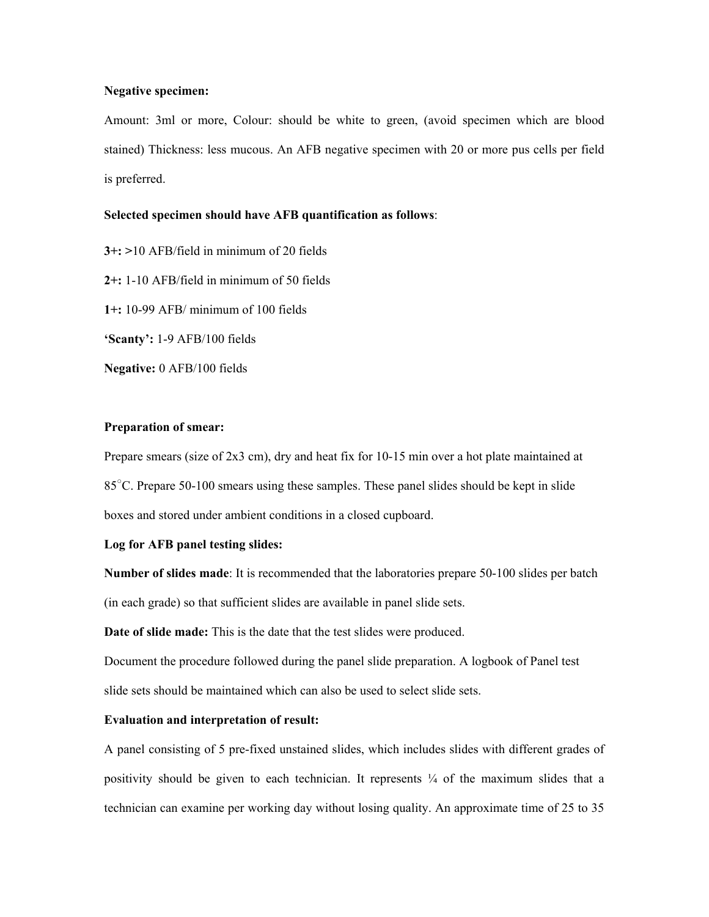**Negative specimen:**

Amount: 3ml or more, Colour: should be white to green, (avoid specimen which are blood stained) Thickness: less mucous. An AFB negative specimen with 20 or more pus cells per field is preferred.

**Selected specimen should have AFB quantification as follows**:

**3+: >**10 AFB/field in minimum of 20 fields

**2+:** 1-10 AFB/field in minimum of 50 fields

**1+:** 10-99 AFB/ minimum of 100 fields

**'Scanty':** 1-9 AFB/100 fields

**Negative:** 0 AFB/100 fields

**Preparation of smear:**

Prepare smears (size of 2x3 cm), dry and heat fix for 10-15 min over a hot plate maintained at 85°C. Prepare 50-100 smears using these samples. These panel slides should be kept in slide boxes and stored under ambient conditions in a closed cupboard.

**Log for AFB panel testing slides:**

**Number of slides made**: It is recommended that the laboratories prepare 50-100 slides per batch (in each grade) so that sufficient slides are available in panel slide sets.

**Date of slide made:** This is the date that the test slides were produced.

Document the procedure followed during the panel slide preparation. A logbook of Panel test slide sets should be maintained which can also be used to select slide sets.

**Evaluation and interpretation of result:**

A panel consisting of 5 pre-fixed unstained slides, which includes slides with different grades of positivity should be given to each technician. It represents ¼ of the maximum slides that a technician can examine per working day without losing quality. An approximate time of 25 to 35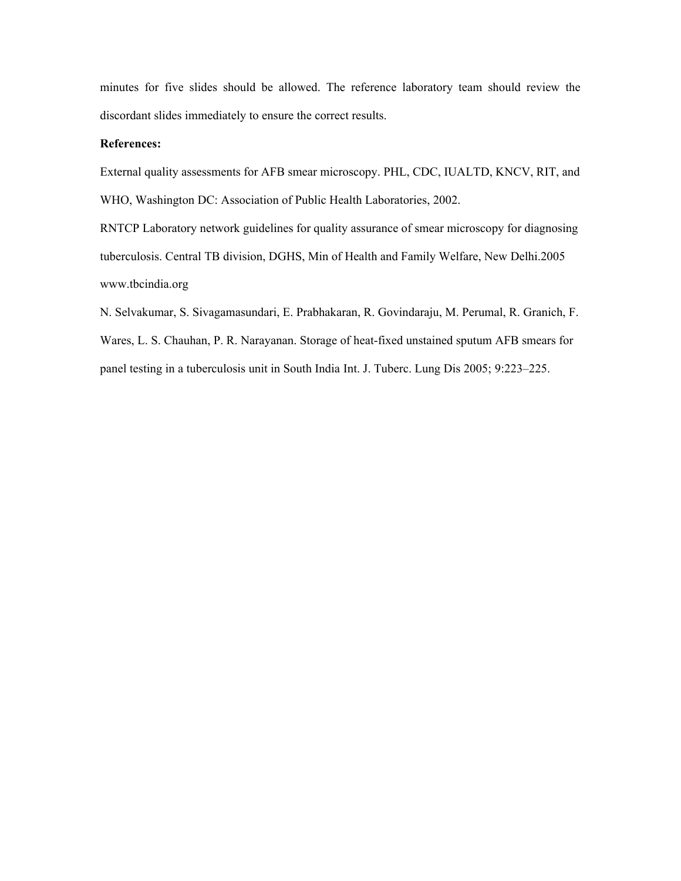minutes for five slides should be allowed. The reference laboratory team should review the discordant slides immediately to ensure the correct results.

**References:**

External quality assessments for AFB smear microscopy. PHL, CDC, IUALTD, KNCV, RIT, and WHO, Washington DC: Association of Public Health Laboratories, 2002.

RNTCP Laboratory network guidelines for quality assurance of smear microscopy for diagnosing tuberculosis. Central TB division, DGHS, Min of Health and Family Welfare, New Delhi.2005 www.tbcindia.org

N. Selvakumar, S. Sivagamasundari, E. Prabhakaran, R. Govindaraju, M. Perumal, R. Granich, F. Wares, L. S. Chauhan, P. R. Narayanan. Storage of heat-fixed unstained sputum AFB smears for panel testing in a tuberculosis unit in South India Int. J. Tuberc. Lung Dis 2005; 9:223–225.